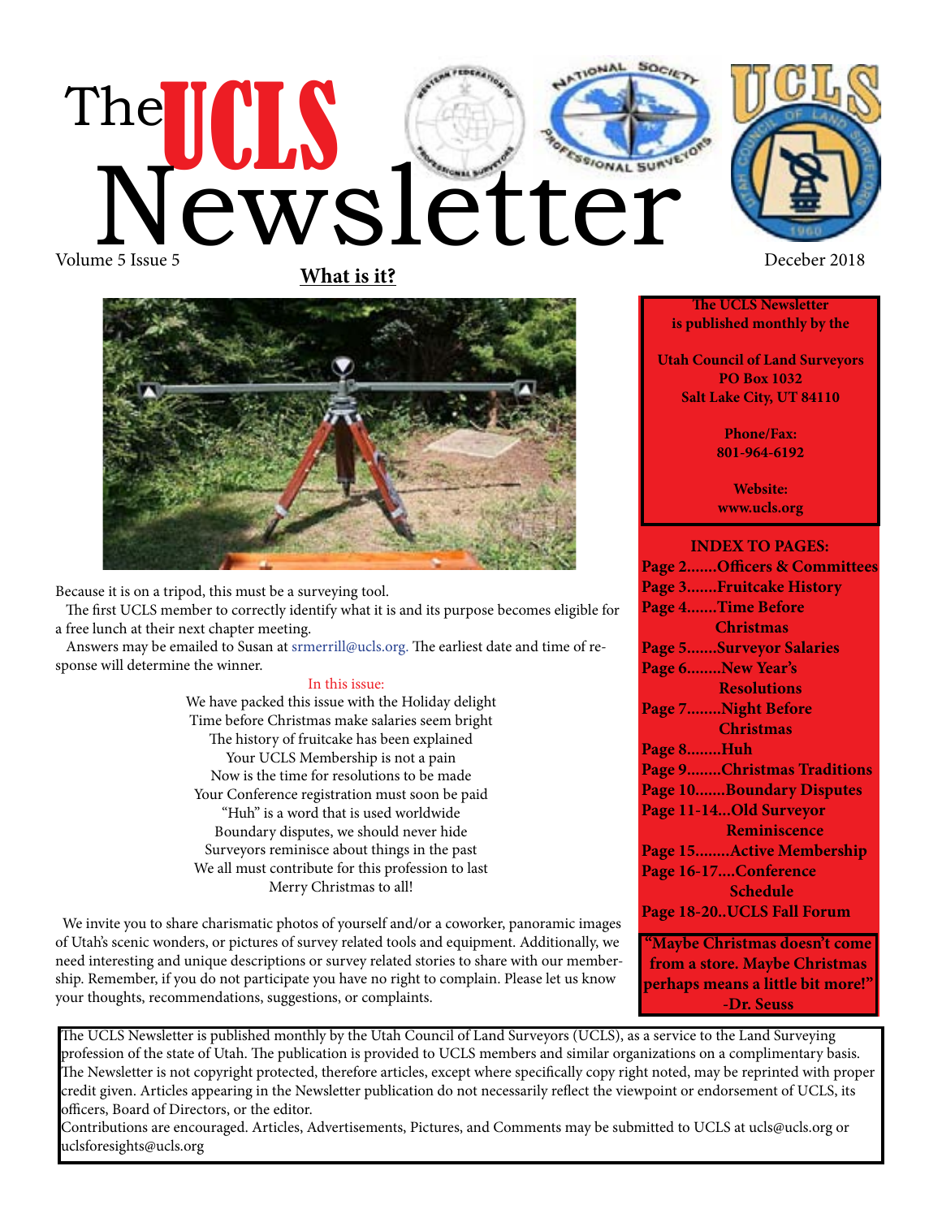# The UCLS Newsletter

Volume 5 Issue 5 — Decеber 2018

## What is it?

Because it is on a tripod, this must be a surveying tool.

The first UCLS member to correctly identify what it is and its purpose becomes eligible for a free lunch at their next chapter meeting.

Answers may be emailed to Susan at srmerrill@ucls.org. The earliest date and time of response will determine the winner.

In this issue:

We have packed this issue with the Holiday delight  
Time before Christmas make salaries seem bright  
The history of fruitcake has been explained  
Your UCLS Membership is not a pain  
Now is the time for resolutions to be made  
Your Conference registration must soon be paid  
"Huh" is a word that is used worldwide  
Boundary disputes, we should never hide  
Surveyors reminisce about things in the past  
We all must contribute for this profession to last  
Merry Christmas to all!

We invite you to share charismatic photos of yourself and/or a coworker, panoramic images of Utah's scenic wonders, or pictures of survey related tools and equipment. Additionally, we need interesting and unique descriptions or survey related stories to share with our membership. Remember, if you do not participate you have no right to complain. Please let us know your thoughts, recommendations, suggestions, or complaints.

**The UCLS Newsletter is published monthly by the**

**Utah Council of Land Surveyors**  
**PO Box 1032**  
**Salt Lake City, UT 84110**

**Phone/Fax:**  
**801-964-6192**

**Website:**  
**www.ucls.org**

**INDEX TO PAGES:**

- **Page 2.......Officers & Committees**
- **Page 3.......Fruitcake History**
- **Page 4.......Time Before Christmas**
- **Page 5.......Surveyor Salaries**
- **Page 6........New Year's Resolutions**
- **Page 7........Night Before Christmas**
- **Page 8........Huh**
- **Page 9........Christmas Traditions**
- **Page 10.......Boundary Disputes**
- **Page 11-14...Old Surveyor Reminiscence**
- **Page 15........Active Membership**
- **Page 16-17....Conference Schedule**
- **Page 18-20..UCLS Fall Forum**

**"Maybe Christmas doesn't come from a store. Maybe Christmas perhaps means a little bit more!" -Dr. Seuss**

The UCLS Newsletter is published monthly by the Utah Council of Land Surveyors (UCLS), as a service to the Land Surveying profession of the state of Utah. The publication is provided to UCLS members and similar organizations on a complimentary basis. The Newsletter is not copyright protected, therefore articles, except where specifically copy right noted, may be reprinted with proper credit given. Articles appearing in the Newsletter publication do not necessarily reflect the viewpoint or endorsement of UCLS, its officers, Board of Directors, or the editor.

Contributions are encouraged. Articles, Advertisements, Pictures, and Comments may be submitted to UCLS at ucls@ucls.org or uclsforesights@ucls.org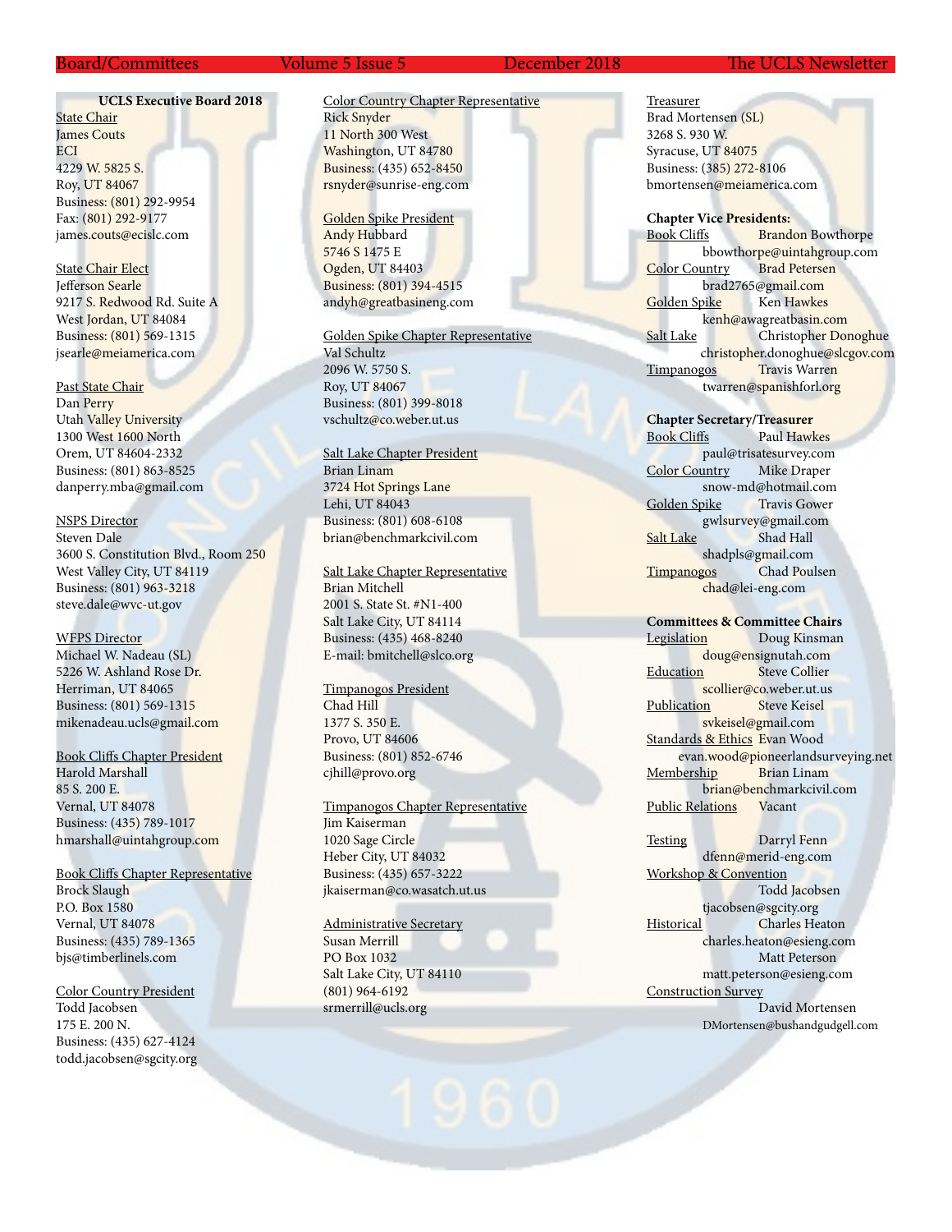**UCLS Executive Board 2018**

State Chair
James Couts
ECI
4229 W. 5825 S.
Roy, UT 84067
Business: (801) 292-9954
Fax: (801) 292-9177
james.couts@ecislc.com

State Chair Elect
Jefferson Searle
9217 S. Redwood Rd. Suite A
West Jordan, UT 84084
Business: (801) 569-1315
jsearle@meiamerica.com

Past State Chair
Dan Perry
Utah Valley University
1300 West 1600 North
Orem, UT 84604-2332
Business: (801) 863-8525
danperry.mba@gmail.com

NSPS Director
Steven Dale
3600 S. Constitution Blvd., Room 250
West Valley City, UT 84119
Business: (801) 963-3218
steve.dale@wvc-ut.gov

WFPS Director
Michael W. Nadeau (SL)
5226 W. Ashland Rose Dr.
Herriman, UT 84065
Business: (801) 569-1315
mikenadeau.ucls@gmail.com

Book Cliffs Chapter President
Harold Marshall
85 S. 200 E.
Vernal, UT 84078
Business: (435) 789-1017
hmarshall@uintahgroup.com

Book Cliffs Chapter Representative
Brock Slaugh
P.O. Box 1580
Vernal, UT 84078
Business: (435) 789-1365
bjs@timberlinels.com

Color Country President
Todd Jacobsen
175 E. 200 N.
Business: (435) 627-4124
todd.jacobsen@sgcity.org

Color Country Chapter Representative
Rick Snyder
11 North 300 West
Washington, UT 84780
Business: (435) 652-8450
rsnyder@sunrise-eng.com

Golden Spike President
Andy Hubbard
5746 S 1475 E
Ogden, UT 84403
Business: (801) 394-4515
andyh@greatbasineng.com

Golden Spike Chapter Representative
Val Schultz
2096 W. 5750 S.
Roy, UT 84067
Business: (801) 399-8018
vschultz@co.weber.ut.us

Salt Lake Chapter President
Brian Linam
3724 Hot Springs Lane
Lehi, UT 84043
Business: (801) 608-6108
brian@benchmarkcivil.com

Salt Lake Chapter Representative
Brian Mitchell
2001 S. State St. #N1-400
Salt Lake City, UT 84114
Business: (435) 468-8240
E-mail: bmitchell@slco.org

Timpanogos President
Chad Hill
1377 S. 350 E.
Provo, UT 84606
Business: (801) 852-6746
cjhill@provo.org

Timpanogos Chapter Representative
Jim Kaiserman
1020 Sage Circle
Heber City, UT 84032
Business: (435) 657-3222
jkaiserman@co.wasatch.ut.us

Administrative Secretary
Susan Merrill
PO Box 1032
Salt Lake City, UT 84110
(801) 964-6192
srmerrill@ucls.org

Treasurer
Brad Mortensen (SL)
3268 S. 930 W.
Syracuse, UT 84075
Business: (385) 272-8106
bmortensen@meiamerica.com

**Chapter Vice Presidents:**

Book Cliffs — Brandon Bowthorpe
bbowthorpe@uintahgroup.com

Color Country — Brad Petersen
brad2765@gmail.com

Golden Spike — Ken Hawkes
kenh@awagreatbasin.com

Salt Lake — Christopher Donoghue
christopher.donoghue@slcgov.com

Timpanogos — Travis Warren
twarren@spanishforl.org

**Chapter Secretary/Treasurer**

Book Cliffs — Paul Hawkes
paul@trisatesurvey.com

Color Country — Mike Draper
snow-md@hotmail.com

Golden Spike — Travis Gower
gwlsurvey@gmail.com

Salt Lake — Shad Hall
shadpls@gmail.com

Timpanogos — Chad Poulsen
chad@lei-eng.com

**Committees & Committee Chairs**

Legislation — Doug Kinsman
doug@ensignutah.com

Education — Steve Collier
scollier@co.weber.ut.us

Publication — Steve Keisel
svkeisel@gmail.com

Standards & Ethics — Evan Wood
evan.wood@pioneerlandsurveying.net

Membership — Brian Linam
brian@benchmarkcivil.com

Public Relations — Vacant

Testing — Darryl Fenn
dfenn@merid-eng.com

Workshop & Convention — Todd Jacobsen
tjacobsen@sgcity.org

Historical — Charles Heaton
charles.heaton@esieng.com
Matt Peterson
matt.peterson@esieng.com

Construction Survey — David Mortensen
DMortensen@bushandgudgell.com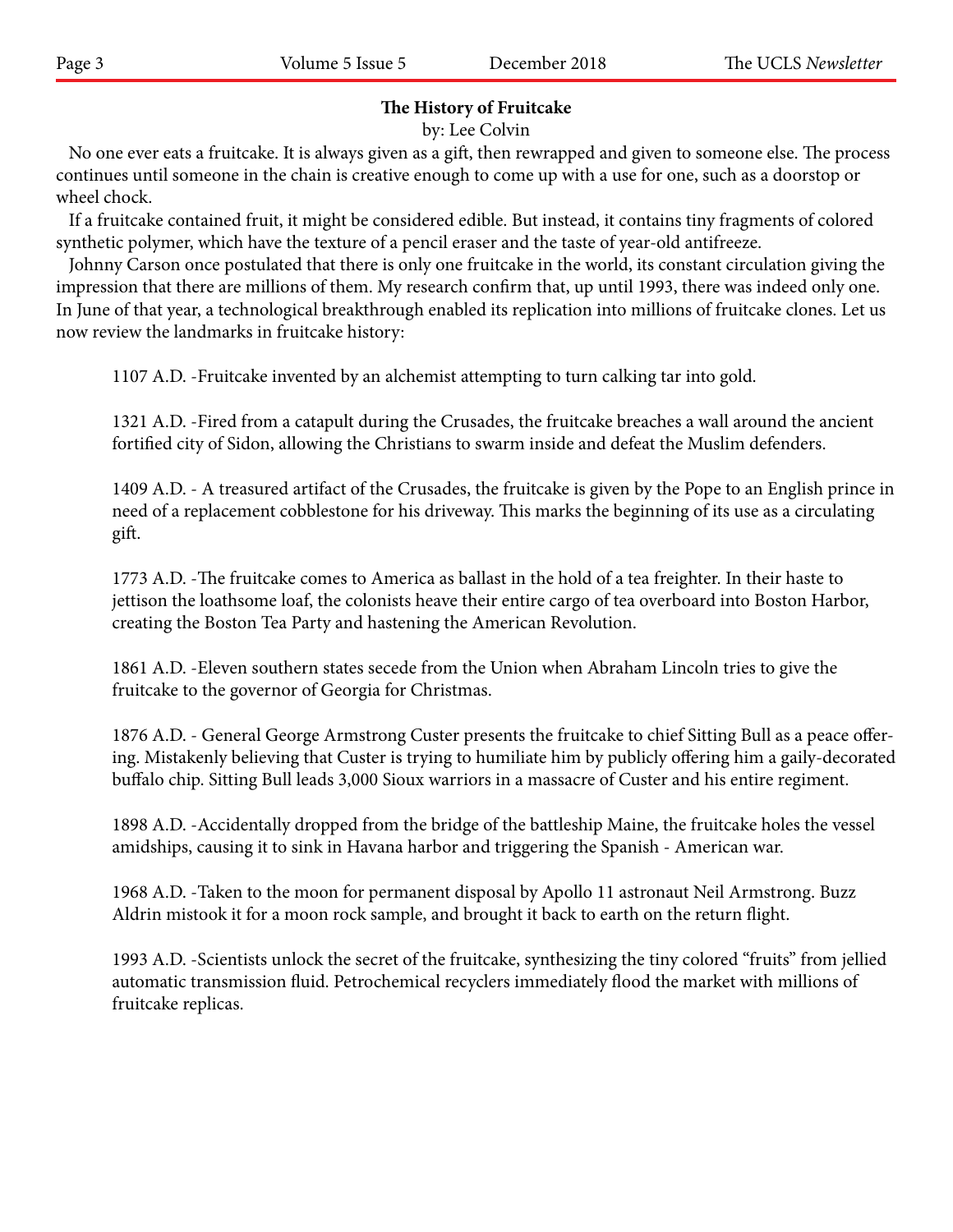## The History of Fruitcake

by: Lee Colvin

No one ever eats a fruitcake. It is always given as a gift, then rewrapped and given to someone else. The process continues until someone in the chain is creative enough to come up with a use for one, such as a doorstop or wheel chock.

If a fruitcake contained fruit, it might be considered edible. But instead, it contains tiny fragments of colored synthetic polymer, which have the texture of a pencil eraser and the taste of year-old antifreeze.

Johnny Carson once postulated that there is only one fruitcake in the world, its constant circulation giving the impression that there are millions of them. My research confirm that, up until 1993, there was indeed only one. In June of that year, a technological breakthrough enabled its replication into millions of fruitcake clones. Let us now review the landmarks in fruitcake history:

1107 A.D. -Fruitcake invented by an alchemist attempting to turn calking tar into gold.

1321 A.D. -Fired from a catapult during the Crusades, the fruitcake breaches a wall around the ancient fortified city of Sidon, allowing the Christians to swarm inside and defeat the Muslim defenders.

1409 A.D. - A treasured artifact of the Crusades, the fruitcake is given by the Pope to an English prince in need of a replacement cobblestone for his driveway. This marks the beginning of its use as a circulating gift.

1773 A.D. -The fruitcake comes to America as ballast in the hold of a tea freighter. In their haste to jettison the loathsome loaf, the colonists heave their entire cargo of tea overboard into Boston Harbor, creating the Boston Tea Party and hastening the American Revolution.

1861 A.D. -Eleven southern states secede from the Union when Abraham Lincoln tries to give the fruitcake to the governor of Georgia for Christmas.

1876 A.D. - General George Armstrong Custer presents the fruitcake to chief Sitting Bull as a peace offering. Mistakenly believing that Custer is trying to humiliate him by publicly offering him a gaily-decorated buffalo chip. Sitting Bull leads 3,000 Sioux warriors in a massacre of Custer and his entire regiment.

1898 A.D. -Accidentally dropped from the bridge of the battleship Maine, the fruitcake holes the vessel amidships, causing it to sink in Havana harbor and triggering the Spanish - American war.

1968 A.D. -Taken to the moon for permanent disposal by Apollo 11 astronaut Neil Armstrong. Buzz Aldrin mistook it for a moon rock sample, and brought it back to earth on the return flight.

1993 A.D. -Scientists unlock the secret of the fruitcake, synthesizing the tiny colored "fruits" from jellied automatic transmission fluid. Petrochemical recyclers immediately flood the market with millions of fruitcake replicas.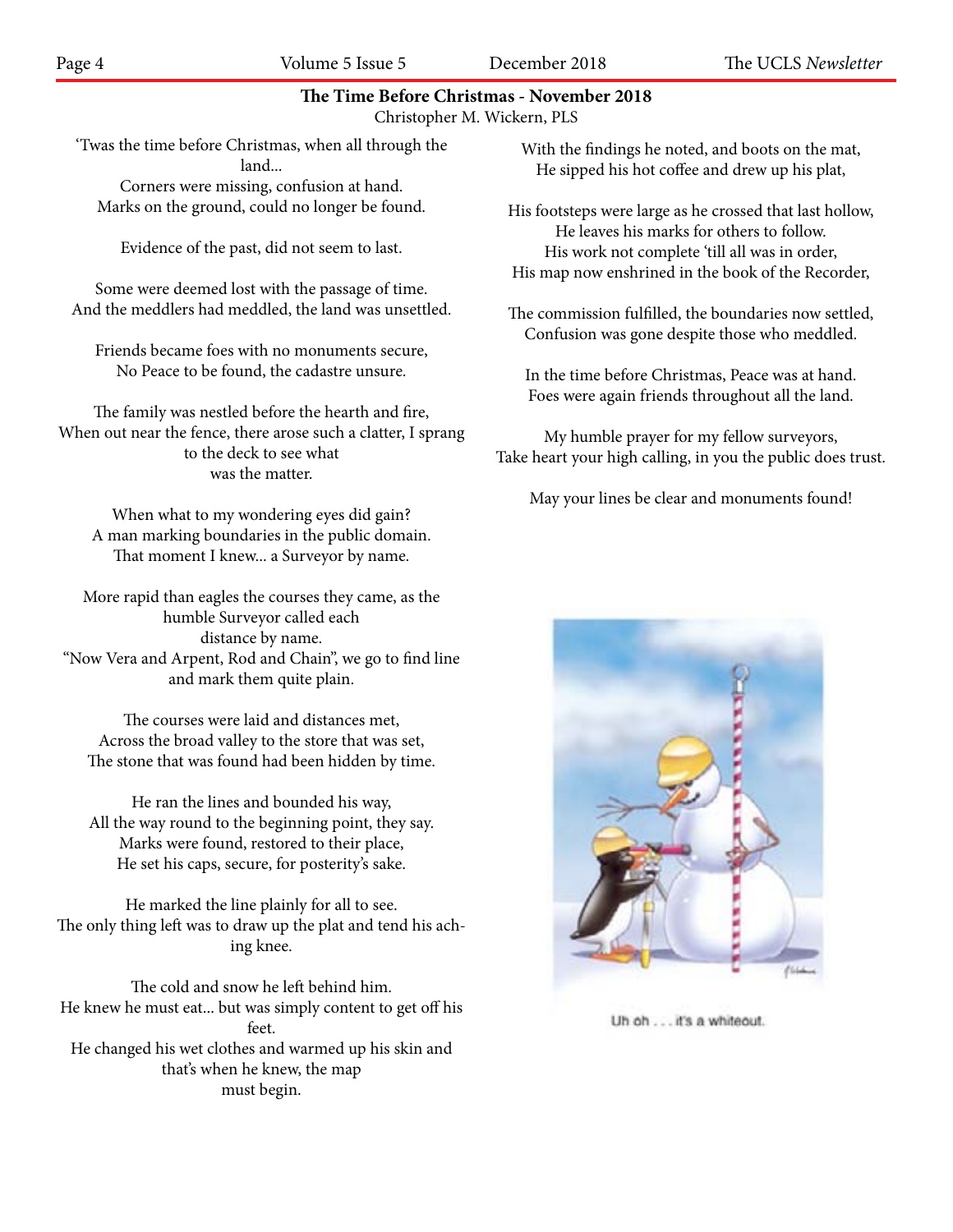## The Time Before Christmas - November 2018

Christopher M. Wickern, PLS

'Twas the time before Christmas, when all through the land...
Corners were missing, confusion at hand.
Marks on the ground, could no longer be found.

Evidence of the past, did not seem to last.

Some were deemed lost with the passage of time.
And the meddlers had meddled, the land was unsettled.

Friends became foes with no monuments secure,
No Peace to be found, the cadastre unsure.

The family was nestled before the hearth and fire,
When out near the fence, there arose such a clatter, I sprang to the deck to see what was the matter.

When what to my wondering eyes did gain?
A man marking boundaries in the public domain.
That moment I knew... a Surveyor by name.

More rapid than eagles the courses they came, as the humble Surveyor called each distance by name.
"Now Vera and Arpent, Rod and Chain", we go to find line and mark them quite plain.

The courses were laid and distances met,
Across the broad valley to the store that was set,
The stone that was found had been hidden by time.

He ran the lines and bounded his way,
All the way round to the beginning point, they say.
Marks were found, restored to their place,
He set his caps, secure, for posterity's sake.

He marked the line plainly for all to see.
The only thing left was to draw up the plat and tend his aching knee.

The cold and snow he left behind him.
He knew he must eat... but was simply content to get off his feet.
He changed his wet clothes and warmed up his skin and that's when he knew, the map must begin.

With the findings he noted, and boots on the mat,
He sipped his hot coffee and drew up his plat,

His footsteps were large as he crossed that last hollow,
He leaves his marks for others to follow.
His work not complete 'till all was in order,
His map now enshrined in the book of the Recorder,

The commission fulfilled, the boundaries now settled,
Confusion was gone despite those who meddled.

In the time before Christmas, Peace was at hand.
Foes were again friends throughout all the land.

My humble prayer for my fellow surveyors,
Take heart your high calling, in you the public does trust.

May your lines be clear and monuments found!

Uh oh . . . it's a whiteout.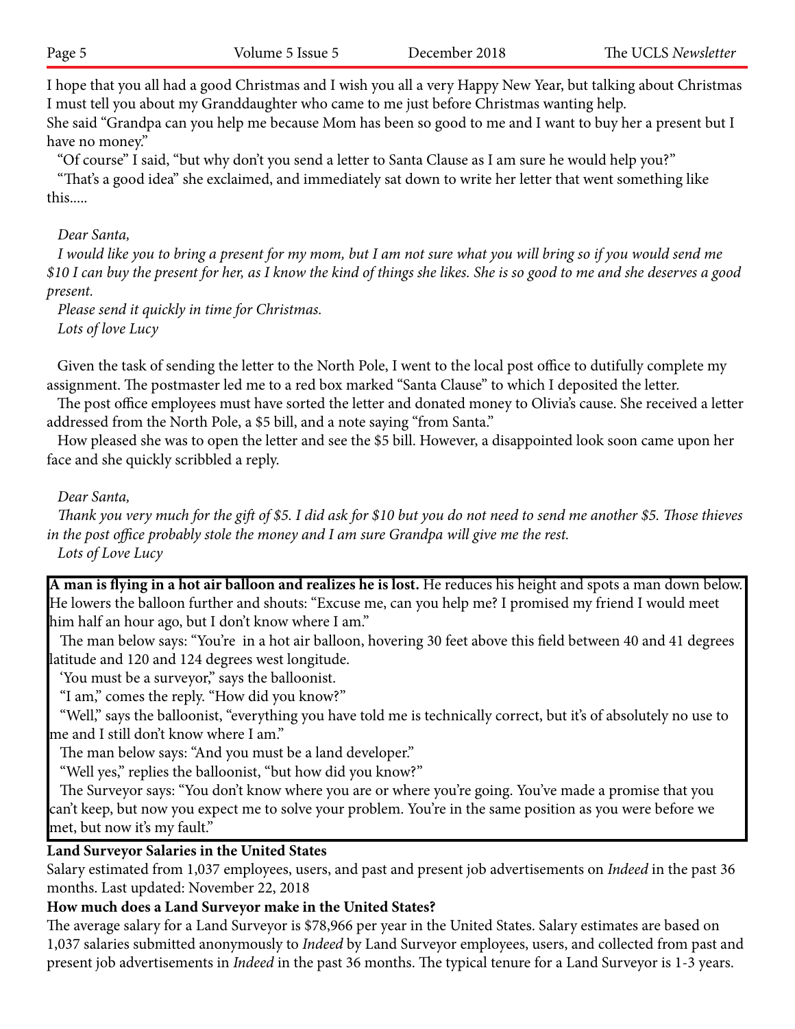I hope that you all had a good Christmas and I wish you all a very Happy New Year, but talking about Christmas I must tell you about my Granddaughter who came to me just before Christmas wanting help.
She said "Grandpa can you help me because Mom has been so good to me and I want to buy her a present but I have no money."

"Of course" I said, "but why don't you send a letter to Santa Clause as I am sure he would help you?"

"That's a good idea" she exclaimed, and immediately sat down to write her letter that went something like this.....

*Dear Santa,*

*I would like you to bring a present for my mom, but I am not sure what you will bring so if you would send me $10 I can buy the present for her, as I know the kind of things she likes. She is so good to me and she deserves a good present.*

*Please send it quickly in time for Christmas.*

*Lots of love Lucy*

Given the task of sending the letter to the North Pole, I went to the local post office to dutifully complete my assignment. The postmaster led me to a red box marked "Santa Clause" to which I deposited the letter.

The post office employees must have sorted the letter and donated money to Olivia's cause. She received a letter addressed from the North Pole, a $5 bill, and a note saying "from Santa."

How pleased she was to open the letter and see the $5 bill. However, a disappointed look soon came upon her face and she quickly scribbled a reply.

*Dear Santa,*

*Thank you very much for the gift of $5. I did ask for $10 but you do not need to send me another $5. Those thieves in the post office probably stole the money and I am sure Grandpa will give me the rest.*

*Lots of Love Lucy*

**A man is flying in a hot air balloon and realizes he is lost.** He reduces his height and spots a man down below. He lowers the balloon further and shouts: "Excuse me, can you help me? I promised my friend I would meet him half an hour ago, but I don't know where I am."

The man below says: "You're in a hot air balloon, hovering 30 feet above this field between 40 and 41 degrees latitude and 120 and 124 degrees west longitude.

'You must be a surveyor," says the balloonist.

"I am," comes the reply. "How did you know?"

"Well," says the balloonist, "everything you have told me is technically correct, but it's of absolutely no use to me and I still don't know where I am."

The man below says: "And you must be a land developer."

"Well yes," replies the balloonist, "but how did you know?"

The Surveyor says: "You don't know where you are or where you're going. You've made a promise that you can't keep, but now you expect me to solve your problem. You're in the same position as you were before we met, but now it's my fault."

**Land Surveyor Salaries in the United States**

Salary estimated from 1,037 employees, users, and past and present job advertisements on *Indeed* in the past 36 months. Last updated: November 22, 2018

**How much does a Land Surveyor make in the United States?**

The average salary for a Land Surveyor is $78,966 per year in the United States. Salary estimates are based on 1,037 salaries submitted anonymously to *Indeed* by Land Surveyor employees, users, and collected from past and present job advertisements in *Indeed* in the past 36 months. The typical tenure for a Land Surveyor is 1-3 years.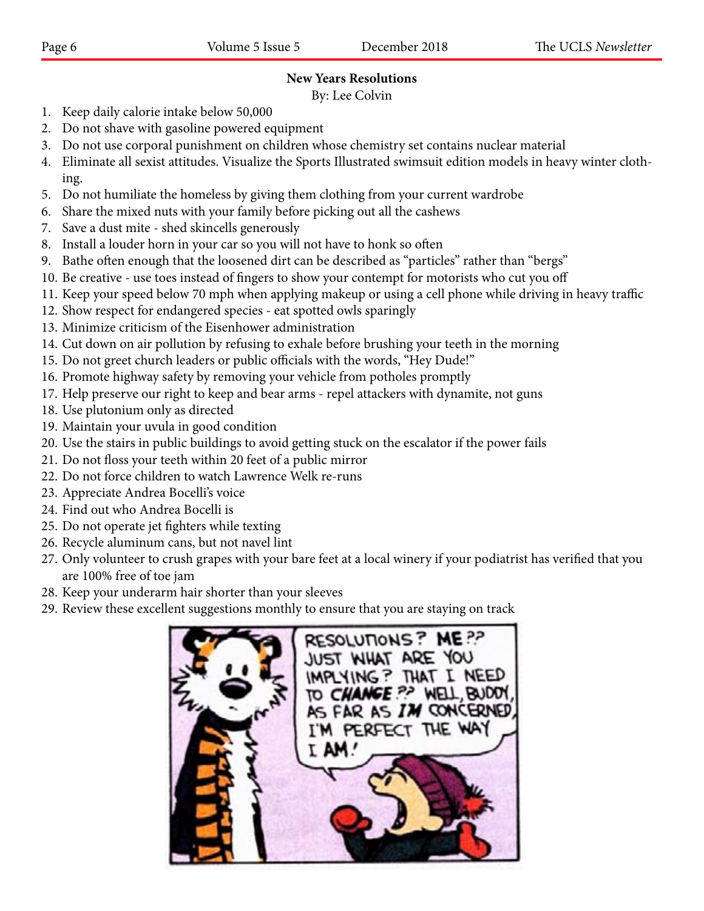## New Years Resolutions

By: Lee Colvin

1. Keep daily calorie intake below 50,000
2. Do not shave with gasoline powered equipment
3. Do not use corporal punishment on children whose chemistry set contains nuclear material
4. Eliminate all sexist attitudes. Visualize the Sports Illustrated swimsuit edition models in heavy winter clothing.
5. Do not humiliate the homeless by giving them clothing from your current wardrobe
6. Share the mixed nuts with your family before picking out all the cashews
7. Save a dust mite - shed skincells generously
8. Install a louder horn in your car so you will not have to honk so often
9. Bathe often enough that the loosened dirt can be described as "particles" rather than "bergs"
10. Be creative - use toes instead of fingers to show your contempt for motorists who cut you off
11. Keep your speed below 70 mph when applying makeup or using a cell phone while driving in heavy traffic
12. Show respect for endangered species - eat spotted owls sparingly
13. Minimize criticism of the Eisenhower administration
14. Cut down on air pollution by refusing to exhale before brushing your teeth in the morning
15. Do not greet church leaders or public officials with the words, "Hey Dude!"
16. Promote highway safety by removing your vehicle from potholes promptly
17. Help preserve our right to keep and bear arms - repel attackers with dynamite, not guns
18. Use plutonium only as directed
19. Maintain your uvula in good condition
20. Use the stairs in public buildings to avoid getting stuck on the escalator if the power fails
21. Do not floss your teeth within 20 feet of a public mirror
22. Do not force children to watch Lawrence Welk re-runs
23. Appreciate Andrea Bocelli's voice
24. Find out who Andrea Bocelli is
25. Do not operate jet fighters while texting
26. Recycle aluminum cans, but not navel lint
27. Only volunteer to crush grapes with your bare feet at a local winery if your podiatrist has verified that you are 100% free of toe jam
28. Keep your underarm hair shorter than your sleeves
29. Review these excellent suggestions monthly to ensure that you are staying on track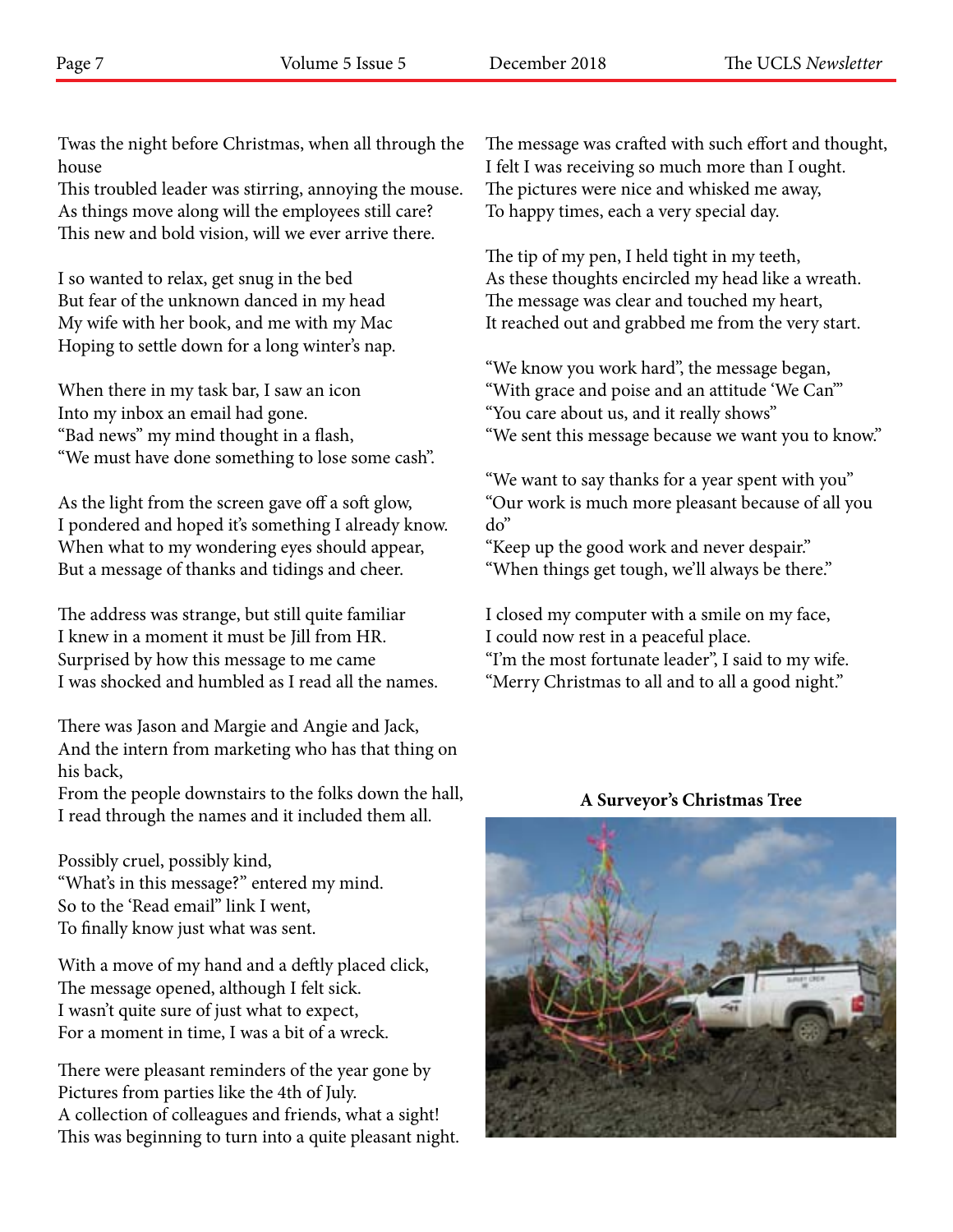Twas the night before Christmas, when all through the house
This troubled leader was stirring, annoying the mouse.
As things move along will the employees still care?
This new and bold vision, will we ever arrive there.

I so wanted to relax, get snug in the bed
But fear of the unknown danced in my head
My wife with her book, and me with my Mac
Hoping to settle down for a long winter's nap.

When there in my task bar, I saw an icon
Into my inbox an email had gone.
"Bad news" my mind thought in a flash,
"We must have done something to lose some cash".

As the light from the screen gave off a soft glow,
I pondered and hoped it's something I already know.
When what to my wondering eyes should appear,
But a message of thanks and tidings and cheer.

The address was strange, but still quite familiar
I knew in a moment it must be Jill from HR.
Surprised by how this message to me came
I was shocked and humbled as I read all the names.

There was Jason and Margie and Angie and Jack,
And the intern from marketing who has that thing on his back,
From the people downstairs to the folks down the hall,
I read through the names and it included them all.

Possibly cruel, possibly kind,
"What's in this message?" entered my mind.
So to the 'Read email" link I went,
To finally know just what was sent.

With a move of my hand and a deftly placed click,
The message opened, although I felt sick.
I wasn't quite sure of just what to expect,
For a moment in time, I was a bit of a wreck.

There were pleasant reminders of the year gone by
Pictures from parties like the 4th of July.
A collection of colleagues and friends, what a sight!
This was beginning to turn into a quite pleasant night.

The message was crafted with such effort and thought,
I felt I was receiving so much more than I ought.
The pictures were nice and whisked me away,
To happy times, each a very special day.

The tip of my pen, I held tight in my teeth,
As these thoughts encircled my head like a wreath.
The message was clear and touched my heart,
It reached out and grabbed me from the very start.

"We know you work hard", the message began,
"With grace and poise and an attitude 'We Can'"
"You care about us, and it really shows"
"We sent this message because we want you to know."

"We want to say thanks for a year spent with you"
"Our work is much more pleasant because of all you do"
"Keep up the good work and never despair."
"When things get tough, we'll always be there."

I closed my computer with a smile on my face,
I could now rest in a peaceful place.
"I'm the most fortunate leader", I said to my wife.
"Merry Christmas to all and to all a good night."

**A Surveyor's Christmas Tree**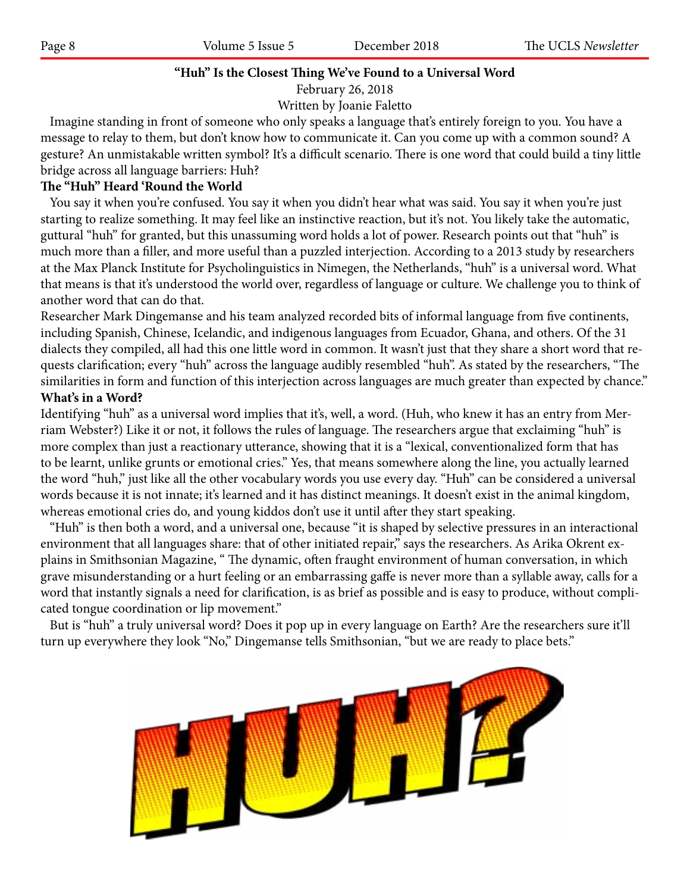## "Huh" Is the Closest Thing We've Found to a Universal Word

February 26, 2018

Written by Joanie Faletto

Imagine standing in front of someone who only speaks a language that's entirely foreign to you. You have a message to relay to them, but don't know how to communicate it. Can you come up with a common sound? A gesture? An unmistakable written symbol? It's a difficult scenario. There is one word that could build a tiny little bridge across all language barriers: Huh?

### The "Huh" Heard 'Round the World

You say it when you're confused. You say it when you didn't hear what was said. You say it when you're just starting to realize something. It may feel like an instinctive reaction, but it's not. You likely take the automatic, guttural "huh" for granted, but this unassuming word holds a lot of power. Research points out that "huh" is much more than a filler, and more useful than a puzzled interjection. According to a 2013 study by researchers at the Max Planck Institute for Psycholinguistics in Nimegen, the Netherlands, "huh" is a universal word. What that means is that it's understood the world over, regardless of language or culture. We challenge you to think of another word that can do that.

Researcher Mark Dingemanse and his team analyzed recorded bits of informal language from five continents, including Spanish, Chinese, Icelandic, and indigenous languages from Ecuador, Ghana, and others. Of the 31 dialects they compiled, all had this one little word in common. It wasn't just that they share a short word that requests clarification; every "huh" across the language audibly resembled "huh". As stated by the researchers, "The similarities in form and function of this interjection across languages are much greater than expected by chance."

### What's in a Word?

Identifying "huh" as a universal word implies that it's, well, a word. (Huh, who knew it has an entry from Merriam Webster?) Like it or not, it follows the rules of language. The researchers argue that exclaiming "huh" is more complex than just a reactionary utterance, showing that it is a "lexical, conventionalized form that has to be learnt, unlike grunts or emotional cries." Yes, that means somewhere along the line, you actually learned the word "huh," just like all the other vocabulary words you use every day. "Huh" can be considered a universal words because it is not innate; it's learned and it has distinct meanings. It doesn't exist in the animal kingdom, whereas emotional cries do, and young kiddos don't use it until after they start speaking.

"Huh" is then both a word, and a universal one, because "it is shaped by selective pressures in an interactional environment that all languages share: that of other initiated repair," says the researchers. As Arika Okrent explains in Smithsonian Magazine, " The dynamic, often fraught environment of human conversation, in which grave misunderstanding or a hurt feeling or an embarrassing gaffe is never more than a syllable away, calls for a word that instantly signals a need for clarification, is as brief as possible and is easy to produce, without complicated tongue coordination or lip movement."

But is "huh" a truly universal word? Does it pop up in every language on Earth? Are the researchers sure it'll turn up everywhere they look "No," Dingemanse tells Smithsonian, "but we are ready to place bets."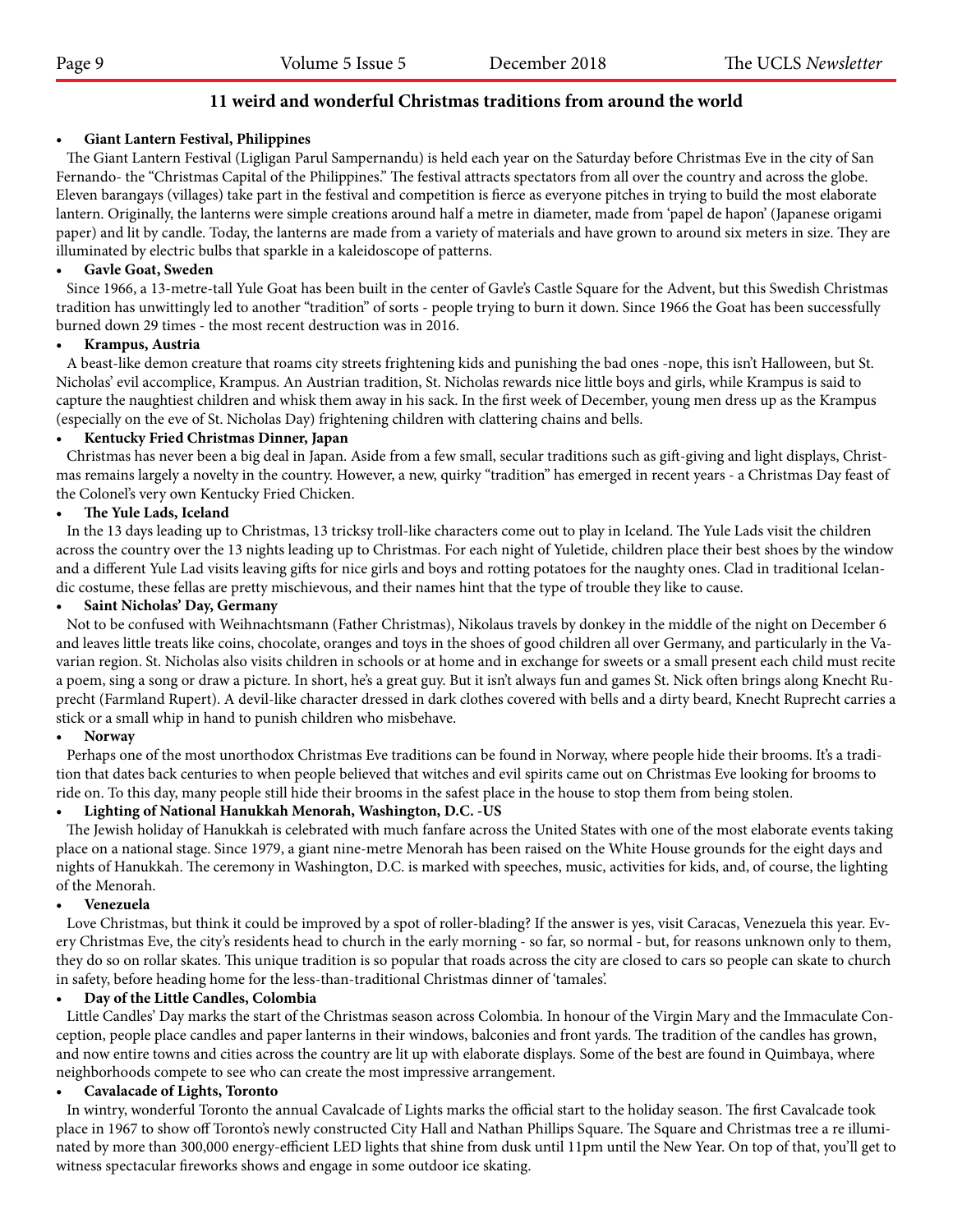## 11 weird and wonderful Christmas traditions from around the world

- **Giant Lantern Festival, Philippines**

The Giant Lantern Festival (Ligligan Parul Sampernandu) is held each year on the Saturday before Christmas Eve in the city of San Fernando- the "Christmas Capital of the Philippines." The festival attracts spectators from all over the country and across the globe. Eleven barangays (villages) take part in the festival and competition is fierce as everyone pitches in trying to build the most elaborate lantern. Originally, the lanterns were simple creations around half a metre in diameter, made from 'papel de hapon' (Japanese origami paper) and lit by candle. Today, the lanterns are made from a variety of materials and have grown to around six meters in size. They are illuminated by electric bulbs that sparkle in a kaleidoscope of patterns.

- **Gavle Goat, Sweden**

Since 1966, a 13-metre-tall Yule Goat has been built in the center of Gavle's Castle Square for the Advent, but this Swedish Christmas tradition has unwittingly led to another "tradition" of sorts - people trying to burn it down. Since 1966 the Goat has been successfully burned down 29 times - the most recent destruction was in 2016.

- **Krampus, Austria**

A beast-like demon creature that roams city streets frightening kids and punishing the bad ones -nope, this isn't Halloween, but St. Nicholas' evil accomplice, Krampus. An Austrian tradition, St. Nicholas rewards nice little boys and girls, while Krampus is said to capture the naughtiest children and whisk them away in his sack. In the first week of December, young men dress up as the Krampus (especially on the eve of St. Nicholas Day) frightening children with clattering chains and bells.

- **Kentucky Fried Christmas Dinner, Japan**

Christmas has never been a big deal in Japan. Aside from a few small, secular traditions such as gift-giving and light displays, Christmas remains largely a novelty in the country. However, a new, quirky "tradition" has emerged in recent years - a Christmas Day feast of the Colonel's very own Kentucky Fried Chicken.

- **The Yule Lads, Iceland**

In the 13 days leading up to Christmas, 13 tricksy troll-like characters come out to play in Iceland. The Yule Lads visit the children across the country over the 13 nights leading up to Christmas. For each night of Yuletide, children place their best shoes by the window and a different Yule Lad visits leaving gifts for nice girls and boys and rotting potatoes for the naughty ones. Clad in traditional Icelandic costume, these fellas are pretty mischievous, and their names hint that the type of trouble they like to cause.

- **Saint Nicholas' Day, Germany**

Not to be confused with Weihnachtsmann (Father Christmas), Nikolaus travels by donkey in the middle of the night on December 6 and leaves little treats like coins, chocolate, oranges and toys in the shoes of good children all over Germany, and particularly in the Vavarian region. St. Nicholas also visits children in schools or at home and in exchange for sweets or a small present each child must recite a poem, sing a song or draw a picture. In short, he's a great guy. But it isn't always fun and games St. Nick often brings along Knecht Ruprecht (Farmland Rupert). A devil-like character dressed in dark clothes covered with bells and a dirty beard, Knecht Ruprecht carries a stick or a small whip in hand to punish children who misbehave.

- **Norway**

Perhaps one of the most unorthodox Christmas Eve traditions can be found in Norway, where people hide their brooms. It's a tradition that dates back centuries to when people believed that witches and evil spirits came out on Christmas Eve looking for brooms to ride on. To this day, many people still hide their brooms in the safest place in the house to stop them from being stolen.

- **Lighting of National Hanukkah Menorah, Washington, D.C. -US**

The Jewish holiday of Hanukkah is celebrated with much fanfare across the United States with one of the most elaborate events taking place on a national stage. Since 1979, a giant nine-metre Menorah has been raised on the White House grounds for the eight days and nights of Hanukkah. The ceremony in Washington, D.C. is marked with speeches, music, activities for kids, and, of course, the lighting of the Menorah.

- **Venezuela**

Love Christmas, but think it could be improved by a spot of roller-blading? If the answer is yes, visit Caracas, Venezuela this year. Every Christmas Eve, the city's residents head to church in the early morning - so far, so normal - but, for reasons unknown only to them, they do so on rollar skates. This unique tradition is so popular that roads across the city are closed to cars so people can skate to church in safety, before heading home for the less-than-traditional Christmas dinner of 'tamales'.

- **Day of the Little Candles, Colombia**

Little Candles' Day marks the start of the Christmas season across Colombia. In honour of the Virgin Mary and the Immaculate Conception, people place candles and paper lanterns in their windows, balconies and front yards. The tradition of the candles has grown, and now entire towns and cities across the country are lit up with elaborate displays. Some of the best are found in Quimbaya, where neighborhoods compete to see who can create the most impressive arrangement.

- **Cavalacade of Lights, Toronto**

In wintry, wonderful Toronto the annual Cavalcade of Lights marks the official start to the holiday season. The first Cavalcade took place in 1967 to show off Toronto's newly constructed City Hall and Nathan Phillips Square. The Square and Christmas tree a re illuminated by more than 300,000 energy-efficient LED lights that shine from dusk until 11pm until the New Year. On top of that, you'll get to witness spectacular fireworks shows and engage in some outdoor ice skating.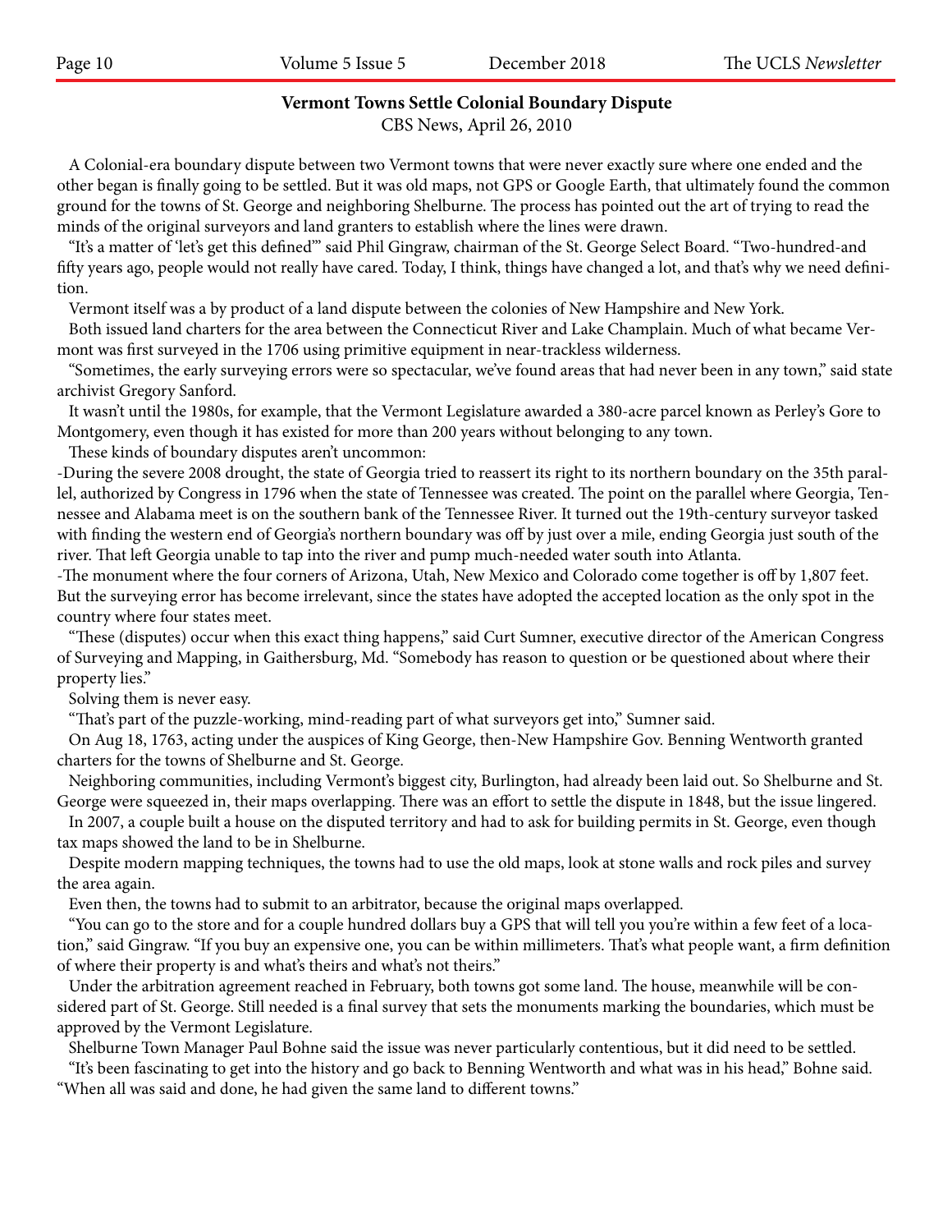**Vertmont Towns Settle Colonial Boundary Dispute**

CBS News, April 26, 2010

A Colonial-era boundary dispute between two Vermont towns that were never exactly sure where one ended and the other began is finally going to be settled. But it was old maps, not GPS or Google Earth, that ultimately found the common ground for the towns of St. George and neighboring Shelburne. The process has pointed out the art of trying to read the minds of the original surveyors and land granters to establish where the lines were drawn.

"It's a matter of 'let's get this defined'" said Phil Gingraw, chairman of the St. George Select Board. "Two-hundred-and fifty years ago, people would not really have cared. Today, I think, things have changed a lot, and that's why we need definition.

Vermont itself was a by product of a land dispute between the colonies of New Hampshire and New York.

Both issued land charters for the area between the Connecticut River and Lake Champlain. Much of what became Vermont was first surveyed in the 1706 using primitive equipment in near-trackless wilderness.

"Sometimes, the early surveying errors were so spectacular, we've found areas that had never been in any town," said state archivist Gregory Sanford.

It wasn't until the 1980s, for example, that the Vermont Legislature awarded a 380-acre parcel known as Perley's Gore to Montgomery, even though it has existed for more than 200 years without belonging to any town.

These kinds of boundary disputes aren't uncommon:

-During the severe 2008 drought, the state of Georgia tried to reassert its right to its northern boundary on the 35th parallel, authorized by Congress in 1796 when the state of Tennessee was created. The point on the parallel where Georgia, Tennessee and Alabama meet is on the southern bank of the Tennessee River. It turned out the 19th-century surveyor tasked with finding the western end of Georgia's northern boundary was off by just over a mile, ending Georgia just south of the river. That left Georgia unable to tap into the river and pump much-needed water south into Atlanta.

-The monument where the four corners of Arizona, Utah, New Mexico and Colorado come together is off by 1,807 feet. But the surveying error has become irrelevant, since the states have adopted the accepted location as the only spot in the country where four states meet.

"These (disputes) occur when this exact thing happens," said Curt Sumner, executive director of the American Congress of Surveying and Mapping, in Gaithersburg, Md. "Somebody has reason to question or be questioned about where their property lies."

Solving them is never easy.

"That's part of the puzzle-working, mind-reading part of what surveyors get into," Sumner said.

On Aug 18, 1763, acting under the auspices of King George, then-New Hampshire Gov. Benning Wentworth granted charters for the towns of Shelburne and St. George.

Neighboring communities, including Vermont's biggest city, Burlington, had already been laid out. So Shelburne and St. George were squeezed in, their maps overlapping. There was an effort to settle the dispute in 1848, but the issue lingered.

In 2007, a couple built a house on the disputed territory and had to ask for building permits in St. George, even though tax maps showed the land to be in Shelburne.

Despite modern mapping techniques, the towns had to use the old maps, look at stone walls and rock piles and survey the area again.

Even then, the towns had to submit to an arbitrator, because the original maps overlapped.

"You can go to the store and for a couple hundred dollars buy a GPS that will tell you you're within a few feet of a location," said Gingraw. "If you buy an expensive one, you can be within millimeters. That's what people want, a firm definition of where their property is and what's theirs and what's not theirs."

Under the arbitration agreement reached in February, both towns got some land. The house, meanwhile will be considered part of St. George. Still needed is a final survey that sets the monuments marking the boundaries, which must be approved by the Vermont Legislature.

Shelburne Town Manager Paul Bohne said the issue was never particularly contentious, but it did need to be settled.

"It's been fascinating to get into the history and go back to Benning Wentworth and what was in his head," Bohne said. "When all was said and done, he had given the same land to different towns."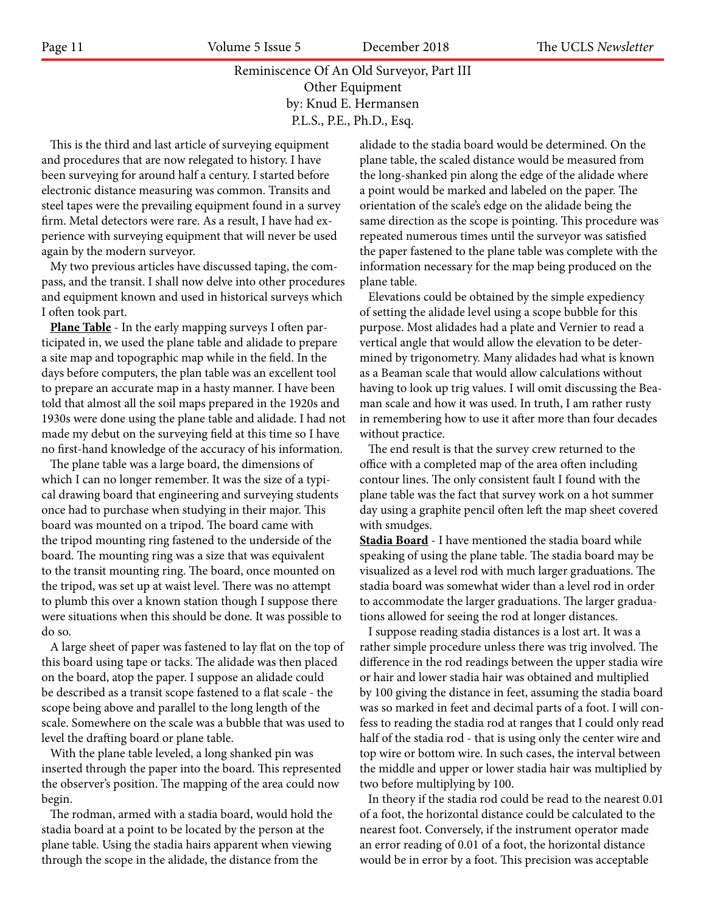# Reminiscence Of An Old Surveyor, Part III

## Other Equipment

by: Knud E. Hermansen
P.L.S., P.E., Ph.D., Esq.

This is the third and last article of surveying equipment and procedures that are now relegated to history. I have been surveying for around half a century. I started before electronic distance measuring was common. Transits and steel tapes were the prevailing equipment found in a survey firm. Metal detectors were rare. As a result, I have had experience with surveying equipment that will never be used again by the modern surveyor.

My two previous articles have discussed taping, the compass, and the transit. I shall now delve into other procedures and equipment known and used in historical surveys which I often took part.

**Plane Table** - In the early mapping surveys I often participated in, we used the plane table and alidade to prepare a site map and topographic map while in the field. In the days before computers, the plan table was an excellent tool to prepare an accurate map in a hasty manner. I have been told that almost all the soil maps prepared in the 1920s and 1930s were done using the plane table and alidade. I had not made my debut on the surveying field at this time so I have no first-hand knowledge of the accuracy of his information.

The plane table was a large board, the dimensions of which I can no longer remember. It was the size of a typical drawing board that engineering and surveying students once had to purchase when studying in their major. This board was mounted on a tripod. The board came with the tripod mounting ring fastened to the underside of the board. The mounting ring was a size that was equivalent to the transit mounting ring. The board, once mounted on the tripod, was set up at waist level. There was no attempt to plumb this over a known station though I suppose there were situations when this should be done. It was possible to do so.

A large sheet of paper was fastened to lay flat on the top of this board using tape or tacks. The alidade was then placed on the board, atop the paper. I suppose an alidade could be described as a transit scope fastened to a flat scale - the scope being above and parallel to the long length of the scale. Somewhere on the scale was a bubble that was used to level the drafting board or plane table.

With the plane table leveled, a long shanked pin was inserted through the paper into the board. This represented the observer's position. The mapping of the area could now begin.

The rodman, armed with a stadia board, would hold the stadia board at a point to be located by the person at the plane table. Using the stadia hairs apparent when viewing through the scope in the alidade, the distance from the alidade to the stadia board would be determined. On the plane table, the scaled distance would be measured from the long-shanked pin along the edge of the alidade where a point would be marked and labeled on the paper. The orientation of the scale's edge on the alidade being the same direction as the scope is pointing. This procedure was repeated numerous times until the surveyor was satisfied the paper fastened to the plane table was complete with the information necessary for the map being produced on the plane table.

Elevations could be obtained by the simple expediency of setting the alidade level using a scope bubble for this purpose. Most alidades had a plate and Vernier to read a vertical angle that would allow the elevation to be determined by trigonometry. Many alidades had what is known as a Beaman scale that would allow calculations without having to look up trig values. I will omit discussing the Beaman scale and how it was used. In truth, I am rather rusty in remembering how to use it after more than four decades without practice.

The end result is that the survey crew returned to the office with a completed map of the area often including contour lines. The only consistent fault I found with the plane table was the fact that survey work on a hot summer day using a graphite pencil often left the map sheet covered with smudges.

**Stadia Board** - I have mentioned the stadia board while speaking of using the plane table. The stadia board may be visualized as a level rod with much larger graduations. The stadia board was somewhat wider than a level rod in order to accommodate the larger graduations. The larger graduations allowed for seeing the rod at longer distances.

I suppose reading stadia distances is a lost art. It was a rather simple procedure unless there was trig involved. The difference in the rod readings between the upper stadia wire or hair and lower stadia hair was obtained and multiplied by 100 giving the distance in feet, assuming the stadia board was so marked in feet and decimal parts of a foot. I will confess to reading the stadia rod at ranges that I could only read half of the stadia rod - that is using only the center wire and top wire or bottom wire. In such cases, the interval between the middle and upper or lower stadia hair was multiplied by two before multiplying by 100.

In theory if the stadia rod could be read to the nearest 0.01 of a foot, the horizontal distance could be calculated to the nearest foot. Conversely, if the instrument operator made an error reading of 0.01 of a foot, the horizontal distance would be in error by a foot. This precision was acceptable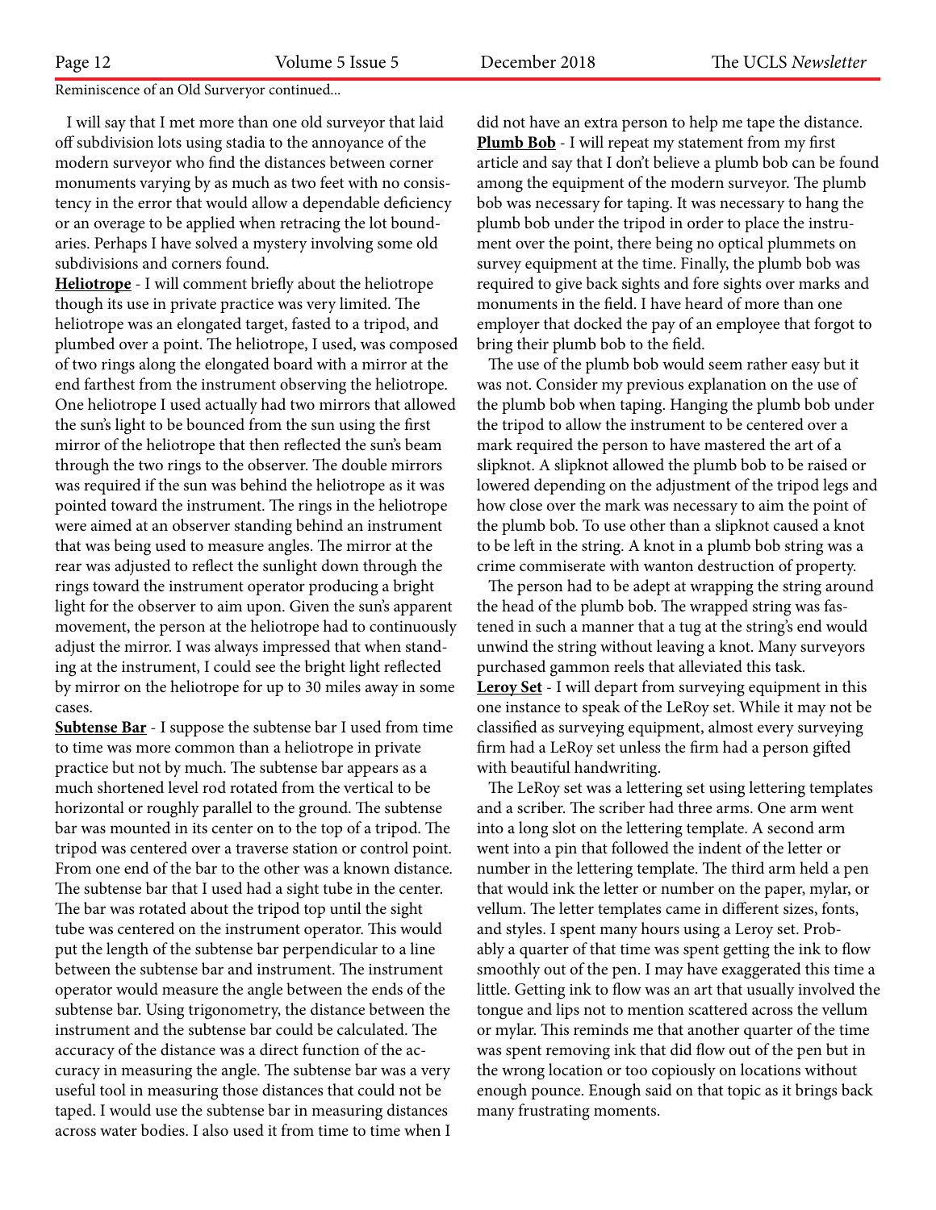Reminiscence of an Old Surveryor continued...

I will say that I met more than one old surveyor that laid off subdivision lots using stadia to the annoyance of the modern surveyor who find the distances between corner monuments varying by as much as two feet with no consistency in the error that would allow a dependable deficiency or an overage to be applied when retracing the lot boundaries. Perhaps I have solved a mystery involving some old subdivisions and corners found.

**Heliotrope** - I will comment briefly about the heliotrope though its use in private practice was very limited. The heliotrope was an elongated target, fasted to a tripod, and plumbed over a point. The heliotrope, I used, was composed of two rings along the elongated board with a mirror at the end farthest from the instrument observing the heliotrope. One heliotrope I used actually had two mirrors that allowed the sun's light to be bounced from the sun using the first mirror of the heliotrope that then reflected the sun's beam through the two rings to the observer. The double mirrors was required if the sun was behind the heliotrope as it was pointed toward the instrument. The rings in the heliotrope were aimed at an observer standing behind an instrument that was being used to measure angles. The mirror at the rear was adjusted to reflect the sunlight down through the rings toward the instrument operator producing a bright light for the observer to aim upon. Given the sun's apparent movement, the person at the heliotrope had to continuously adjust the mirror. I was always impressed that when standing at the instrument, I could see the bright light reflected by mirror on the heliotrope for up to 30 miles away in some cases.

**Subtense Bar** - I suppose the subtense bar I used from time to time was more common than a heliotrope in private practice but not by much. The subtense bar appears as a much shortened level rod rotated from the vertical to be horizontal or roughly parallel to the ground. The subtense bar was mounted in its center on to the top of a tripod. The tripod was centered over a traverse station or control point. From one end of the bar to the other was a known distance. The subtense bar that I used had a sight tube in the center. The bar was rotated about the tripod top until the sight tube was centered on the instrument operator. This would put the length of the subtense bar perpendicular to a line between the subtense bar and instrument. The instrument operator would measure the angle between the ends of the subtense bar. Using trigonometry, the distance between the instrument and the subtense bar could be calculated. The accuracy of the distance was a direct function of the accuracy in measuring the angle. The subtense bar was a very useful tool in measuring those distances that could not be taped. I would use the subtense bar in measuring distances across water bodies. I also used it from time to time when I did not have an extra person to help me tape the distance.

**Plumb Bob** - I will repeat my statement from my first article and say that I don't believe a plumb bob can be found among the equipment of the modern surveyor. The plumb bob was necessary for taping. It was necessary to hang the plumb bob under the tripod in order to place the instrument over the point, there being no optical plummets on survey equipment at the time. Finally, the plumb bob was required to give back sights and fore sights over marks and monuments in the field. I have heard of more than one employer that docked the pay of an employee that forgot to bring their plumb bob to the field.

The use of the plumb bob would seem rather easy but it was not. Consider my previous explanation on the use of the plumb bob when taping. Hanging the plumb bob under the tripod to allow the instrument to be centered over a mark required the person to have mastered the art of a slipknot. A slipknot allowed the plumb bob to be raised or lowered depending on the adjustment of the tripod legs and how close over the mark was necessary to aim the point of the plumb bob. To use other than a slipknot caused a knot to be left in the string. A knot in a plumb bob string was a crime commiserate with wanton destruction of property.

The person had to be adept at wrapping the string around the head of the plumb bob. The wrapped string was fastened in such a manner that a tug at the string's end would unwind the string without leaving a knot. Many surveyors purchased gammon reels that alleviated this task.

**Leroy Set** - I will depart from surveying equipment in this one instance to speak of the LeRoy set. While it may not be classified as surveying equipment, almost every surveying firm had a LeRoy set unless the firm had a person gifted with beautiful handwriting.

The LeRoy set was a lettering set using lettering templates and a scriber. The scriber had three arms. One arm went into a long slot on the lettering template. A second arm went into a pin that followed the indent of the letter or number in the lettering template. The third arm held a pen that would ink the letter or number on the paper, mylar, or vellum. The letter templates came in different sizes, fonts, and styles. I spent many hours using a Leroy set. Probably a quarter of that time was spent getting the ink to flow smoothly out of the pen. I may have exaggerated this time a little. Getting ink to flow was an art that usually involved the tongue and lips not to mention scattered across the vellum or mylar. This reminds me that another quarter of the time was spent removing ink that did flow out of the pen but in the wrong location or too copiously on locations without enough pounce. Enough said on that topic as it brings back many frustrating moments.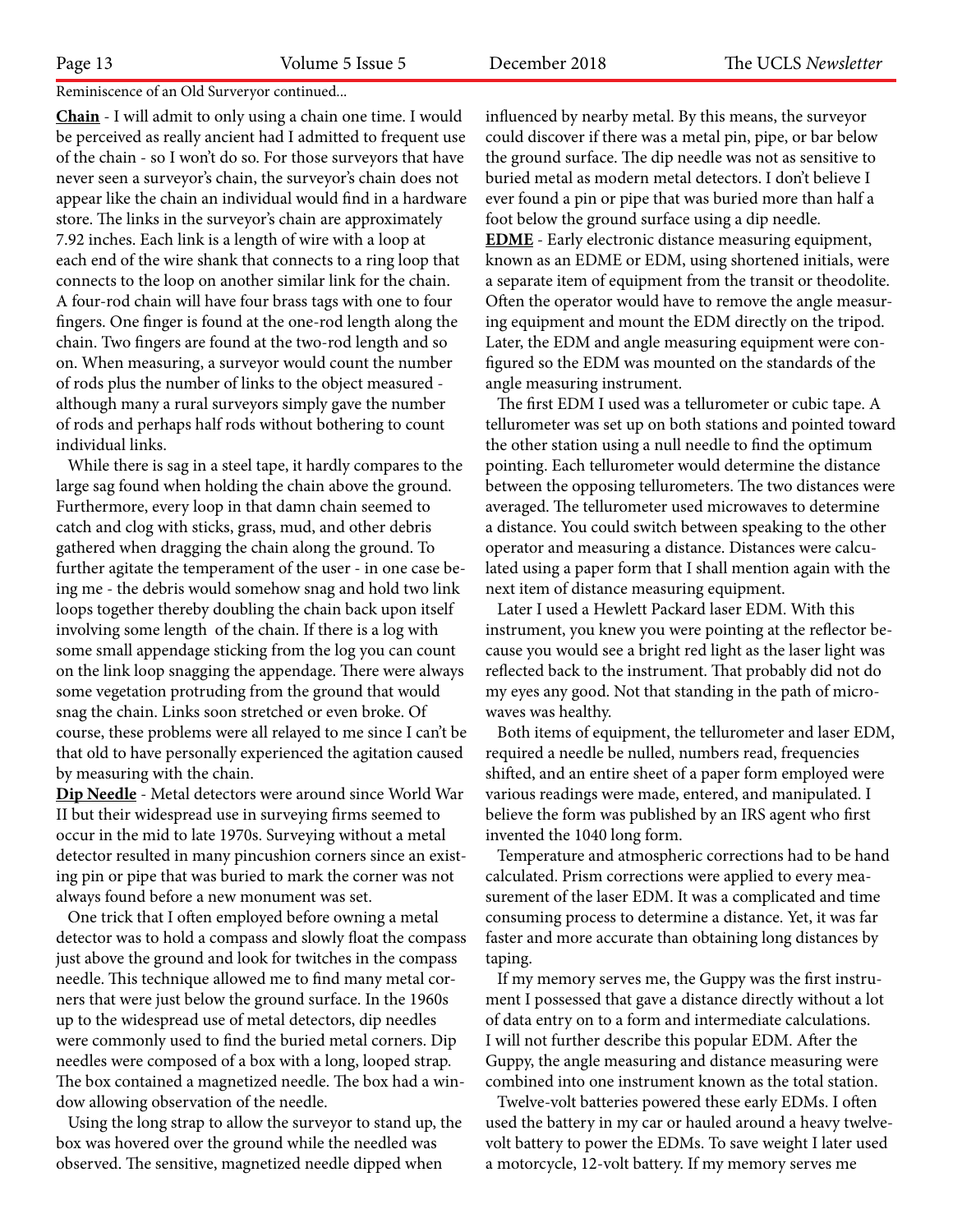Reminiscence of an Old Surveryor continued...

**Chain** - I will admit to only using a chain one time. I would be perceived as really ancient had I admitted to frequent use of the chain - so I won't do so. For those surveyors that have never seen a surveyor's chain, the surveyor's chain does not appear like the chain an individual would find in a hardware store. The links in the surveyor's chain are approximately 7.92 inches. Each link is a length of wire with a loop at each end of the wire shank that connects to a ring loop that connects to the loop on another similar link for the chain. A four-rod chain will have four brass tags with one to four fingers. One finger is found at the one-rod length along the chain. Two fingers are found at the two-rod length and so on. When measuring, a surveyor would count the number of rods plus the number of links to the object measured - although many a rural surveyors simply gave the number of rods and perhaps half rods without bothering to count individual links.

While there is sag in a steel tape, it hardly compares to the large sag found when holding the chain above the ground. Furthermore, every loop in that damn chain seemed to catch and clog with sticks, grass, mud, and other debris gathered when dragging the chain along the ground. To further agitate the temperament of the user - in one case being me - the debris would somehow snag and hold two link loops together thereby doubling the chain back upon itself involving some length of the chain. If there is a log with some small appendage sticking from the log you can count on the link loop snagging the appendage. There were always some vegetation protruding from the ground that would snag the chain. Links soon stretched or even broke. Of course, these problems were all relayed to me since I can't be that old to have personally experienced the agitation caused by measuring with the chain.

**Dip Needle** - Metal detectors were around since World War II but their widespread use in surveying firms seemed to occur in the mid to late 1970s. Surveying without a metal detector resulted in many pincushion corners since an existing pin or pipe that was buried to mark the corner was not always found before a new monument was set.

One trick that I often employed before owning a metal detector was to hold a compass and slowly float the compass just above the ground and look for twitches in the compass needle. This technique allowed me to find many metal corners that were just below the ground surface. In the 1960s up to the widespread use of metal detectors, dip needles were commonly used to find the buried metal corners. Dip needles were composed of a box with a long, looped strap. The box contained a magnetized needle. The box had a window allowing observation of the needle.

Using the long strap to allow the surveyor to stand up, the box was hovered over the ground while the needled was observed. The sensitive, magnetized needle dipped when influenced by nearby metal. By this means, the surveyor could discover if there was a metal pin, pipe, or bar below the ground surface. The dip needle was not as sensitive to buried metal as modern metal detectors. I don't believe I ever found a pin or pipe that was buried more than half a foot below the ground surface using a dip needle.

**EDME** - Early electronic distance measuring equipment, known as an EDME or EDM, using shortened initials, were a separate item of equipment from the transit or theodolite. Often the operator would have to remove the angle measuring equipment and mount the EDM directly on the tripod. Later, the EDM and angle measuring equipment were configured so the EDM was mounted on the standards of the angle measuring instrument.

The first EDM I used was a tellurometer or cubic tape. A tellurometer was set up on both stations and pointed toward the other station using a null needle to find the optimum pointing. Each tellurometer would determine the distance between the opposing tellurometers. The two distances were averaged. The tellurometer used microwaves to determine a distance. You could switch between speaking to the other operator and measuring a distance. Distances were calculated using a paper form that I shall mention again with the next item of distance measuring equipment.

Later I used a Hewlett Packard laser EDM. With this instrument, you knew you were pointing at the reflector because you would see a bright red light as the laser light was reflected back to the instrument. That probably did not do my eyes any good. Not that standing in the path of microwaves was healthy.

Both items of equipment, the tellurometer and laser EDM, required a needle be nulled, numbers read, frequencies shifted, and an entire sheet of a paper form employed were various readings were made, entered, and manipulated. I believe the form was published by an IRS agent who first invented the 1040 long form.

Temperature and atmospheric corrections had to be hand calculated. Prism corrections were applied to every measurement of the laser EDM. It was a complicated and time consuming process to determine a distance. Yet, it was far faster and more accurate than obtaining long distances by taping.

If my memory serves me, the Guppy was the first instrument I possessed that gave a distance directly without a lot of data entry on to a form and intermediate calculations. I will not further describe this popular EDM. After the Guppy, the angle measuring and distance measuring were combined into one instrument known as the total station.

Twelve-volt batteries powered these early EDMs. I often used the battery in my car or hauled around a heavy twelve-volt battery to power the EDMs. To save weight I later used a motorcycle, 12-volt battery. If my memory serves me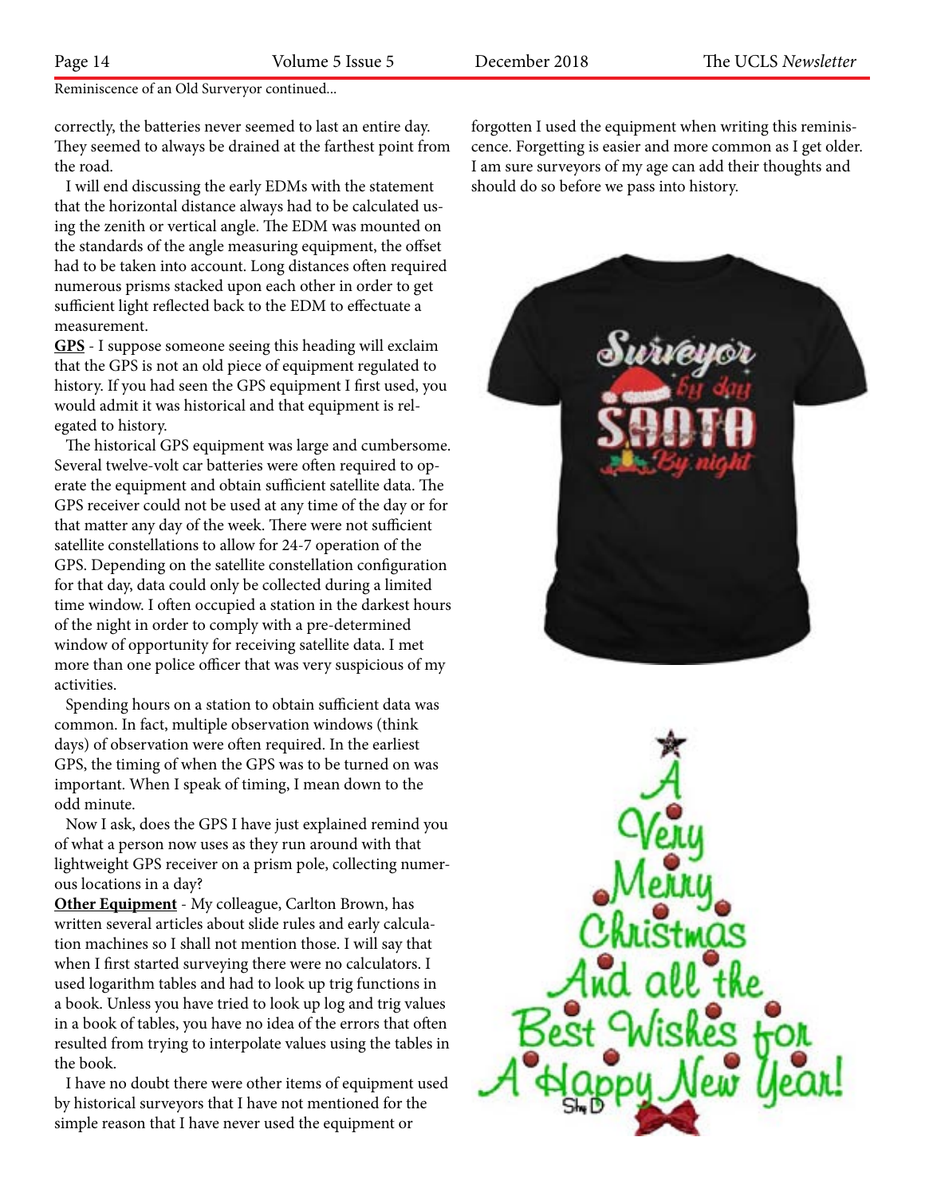Reminiscence of an Old Surveryor continued...

correctly, the batteries never seemed to last an entire day. They seemed to always be drained at the farthest point from the road.

I will end discussing the early EDMs with the statement that the horizontal distance always had to be calculated using the zenith or vertical angle. The EDM was mounted on the standards of the angle measuring equipment, the offset had to be taken into account. Long distances often required numerous prisms stacked upon each other in order to get sufficient light reflected back to the EDM to effectuate a measurement.

**GPS** - I suppose someone seeing this heading will exclaim that the GPS is not an old piece of equipment regulated to history. If you had seen the GPS equipment I first used, you would admit it was historical and that equipment is relegated to history.

The historical GPS equipment was large and cumbersome. Several twelve-volt car batteries were often required to operate the equipment and obtain sufficient satellite data. The GPS receiver could not be used at any time of the day or for that matter any day of the week. There were not sufficient satellite constellations to allow for 24-7 operation of the GPS. Depending on the satellite constellation configuration for that day, data could only be collected during a limited time window. I often occupied a station in the darkest hours of the night in order to comply with a pre-determined window of opportunity for receiving satellite data. I met more than one police officer that was very suspicious of my activities.

Spending hours on a station to obtain sufficient data was common. In fact, multiple observation windows (think days) of observation were often required. In the earliest GPS, the timing of when the GPS was to be turned on was important. When I speak of timing, I mean down to the odd minute.

Now I ask, does the GPS I have just explained remind you of what a person now uses as they run around with that lightweight GPS receiver on a prism pole, collecting numerous locations in a day?

**Other Equipment** - My colleague, Carlton Brown, has written several articles about slide rules and early calculation machines so I shall not mention those. I will say that when I first started surveying there were no calculators. I used logarithm tables and had to look up trig functions in a book. Unless you have tried to look up log and trig values in a book of tables, you have no idea of the errors that often resulted from trying to interpolate values using the tables in the book.

I have no doubt there were other items of equipment used by historical surveyors that I have not mentioned for the simple reason that I have never used the equipment or forgotten I used the equipment when writing this reminiscence. Forgetting is easier and more common as I get older. I am sure surveyors of my age can add their thoughts and should do so before we pass into history.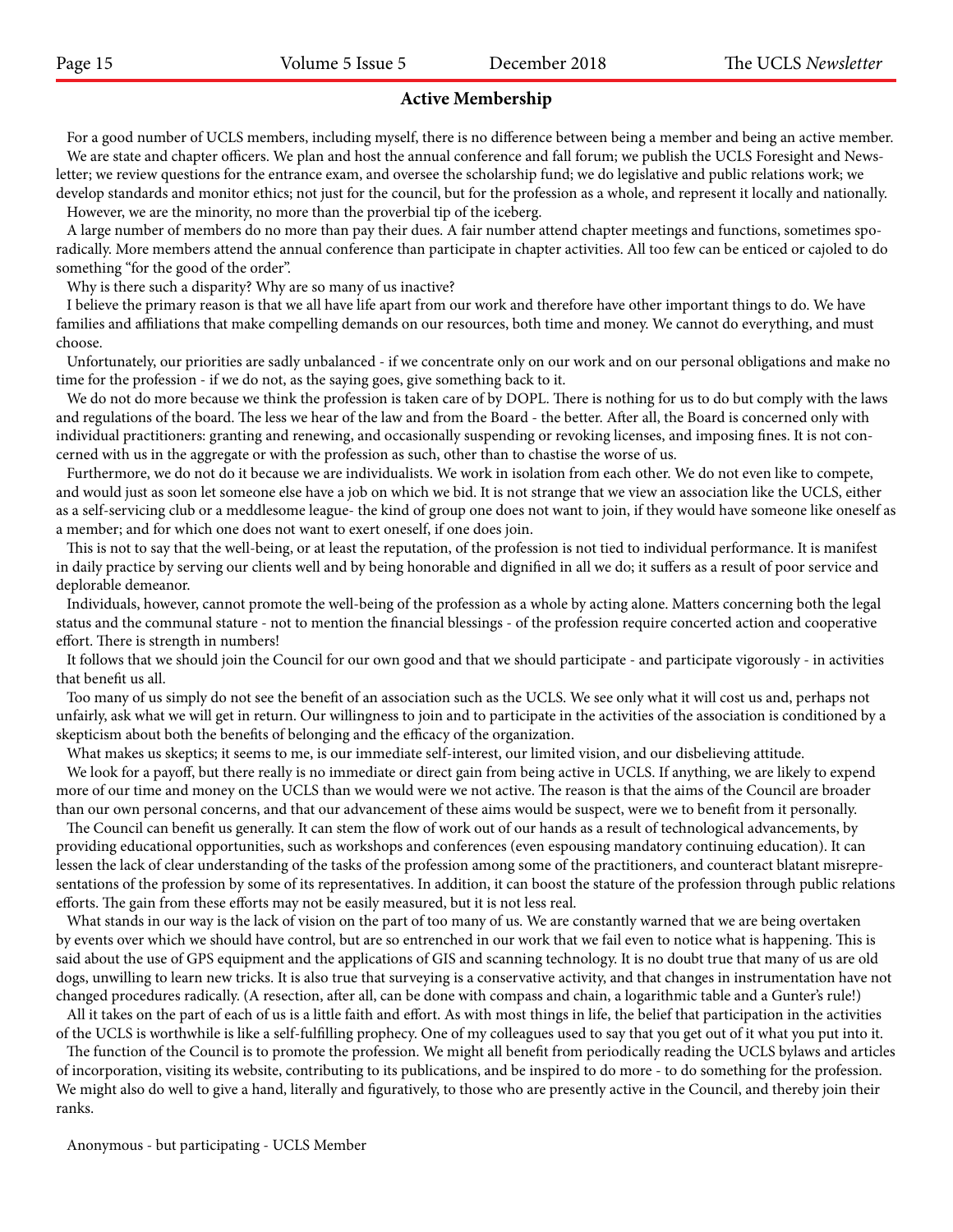## Active Membership

For a good number of UCLS members, including myself, there is no difference between being a member and being an active member.

We are state and chapter officers. We plan and host the annual conference and fall forum; we publish the UCLS Foresight and Newsletter; we review questions for the entrance exam, and oversee the scholarship fund; we do legislative and public relations work; we develop standards and monitor ethics; not just for the council, but for the profession as a whole, and represent it locally and nationally.

However, we are the minority, no more than the proverbial tip of the iceberg.

A large number of members do no more than pay their dues. A fair number attend chapter meetings and functions, sometimes sporadically. More members attend the annual conference than participate in chapter activities. All too few can be enticed or cajoled to do something "for the good of the order".

Why is there such a disparity? Why are so many of us inactive?

I believe the primary reason is that we all have life apart from our work and therefore have other important things to do. We have families and affiliations that make compelling demands on our resources, both time and money. We cannot do everything, and must choose.

Unfortunately, our priorities are sadly unbalanced - if we concentrate only on our work and on our personal obligations and make no time for the profession - if we do not, as the saying goes, give something back to it.

We do not do more because we think the profession is taken care of by DOPL. There is nothing for us to do but comply with the laws and regulations of the board. The less we hear of the law and from the Board - the better. After all, the Board is concerned only with individual practitioners: granting and renewing, and occasionally suspending or revoking licenses, and imposing fines. It is not concerned with us in the aggregate or with the profession as such, other than to chastise the worse of us.

Furthermore, we do not do it because we are individualists. We work in isolation from each other. We do not even like to compete, and would just as soon let someone else have a job on which we bid. It is not strange that we view an association like the UCLS, either as a self-servicing club or a meddlesome league- the kind of group one does not want to join, if they would have someone like oneself as a member; and for which one does not want to exert oneself, if one does join.

This is not to say that the well-being, or at least the reputation, of the profession is not tied to individual performance. It is manifest in daily practice by serving our clients well and by being honorable and dignified in all we do; it suffers as a result of poor service and deplorable demeanor.

Individuals, however, cannot promote the well-being of the profession as a whole by acting alone. Matters concerning both the legal status and the communal stature - not to mention the financial blessings - of the profession require concerted action and cooperative effort. There is strength in numbers!

It follows that we should join the Council for our own good and that we should participate - and participate vigorously - in activities that benefit us all.

Too many of us simply do not see the benefit of an association such as the UCLS. We see only what it will cost us and, perhaps not unfairly, ask what we will get in return. Our willingness to join and to participate in the activities of the association is conditioned by a skepticism about both the benefits of belonging and the efficacy of the organization.

What makes us skeptics; it seems to me, is our immediate self-interest, our limited vision, and our disbelieving attitude.

We look for a payoff, but there really is no immediate or direct gain from being active in UCLS. If anything, we are likely to expend more of our time and money on the UCLS than we would were we not active. The reason is that the aims of the Council are broader than our own personal concerns, and that our advancement of these aims would be suspect, were we to benefit from it personally.

The Council can benefit us generally. It can stem the flow of work out of our hands as a result of technological advancements, by providing educational opportunities, such as workshops and conferences (even espousing mandatory continuing education). It can lessen the lack of clear understanding of the tasks of the profession among some of the practitioners, and counteract blatant misrepresentations of the profession by some of its representatives. In addition, it can boost the stature of the profession through public relations efforts. The gain from these efforts may not be easily measured, but it is not less real.

What stands in our way is the lack of vision on the part of too many of us. We are constantly warned that we are being overtaken by events over which we should have control, but are so entrenched in our work that we fail even to notice what is happening. This is said about the use of GPS equipment and the applications of GIS and scanning technology. It is no doubt true that many of us are old dogs, unwilling to learn new tricks. It is also true that surveying is a conservative activity, and that changes in instrumentation have not changed procedures radically. (A resection, after all, can be done with compass and chain, a logarithmic table and a Gunter's rule!)

All it takes on the part of each of us is a little faith and effort. As with most things in life, the belief that participation in the activities of the UCLS is worthwhile is like a self-fulfilling prophecy. One of my colleagues used to say that you get out of it what you put into it.

The function of the Council is to promote the profession. We might all benefit from periodically reading the UCLS bylaws and articles of incorporation, visiting its website, contributing to its publications, and be inspired to do more - to do something for the profession. We might also do well to give a hand, literally and figuratively, to those who are presently active in the Council, and thereby join their ranks.

Anonymous - but participating - UCLS Member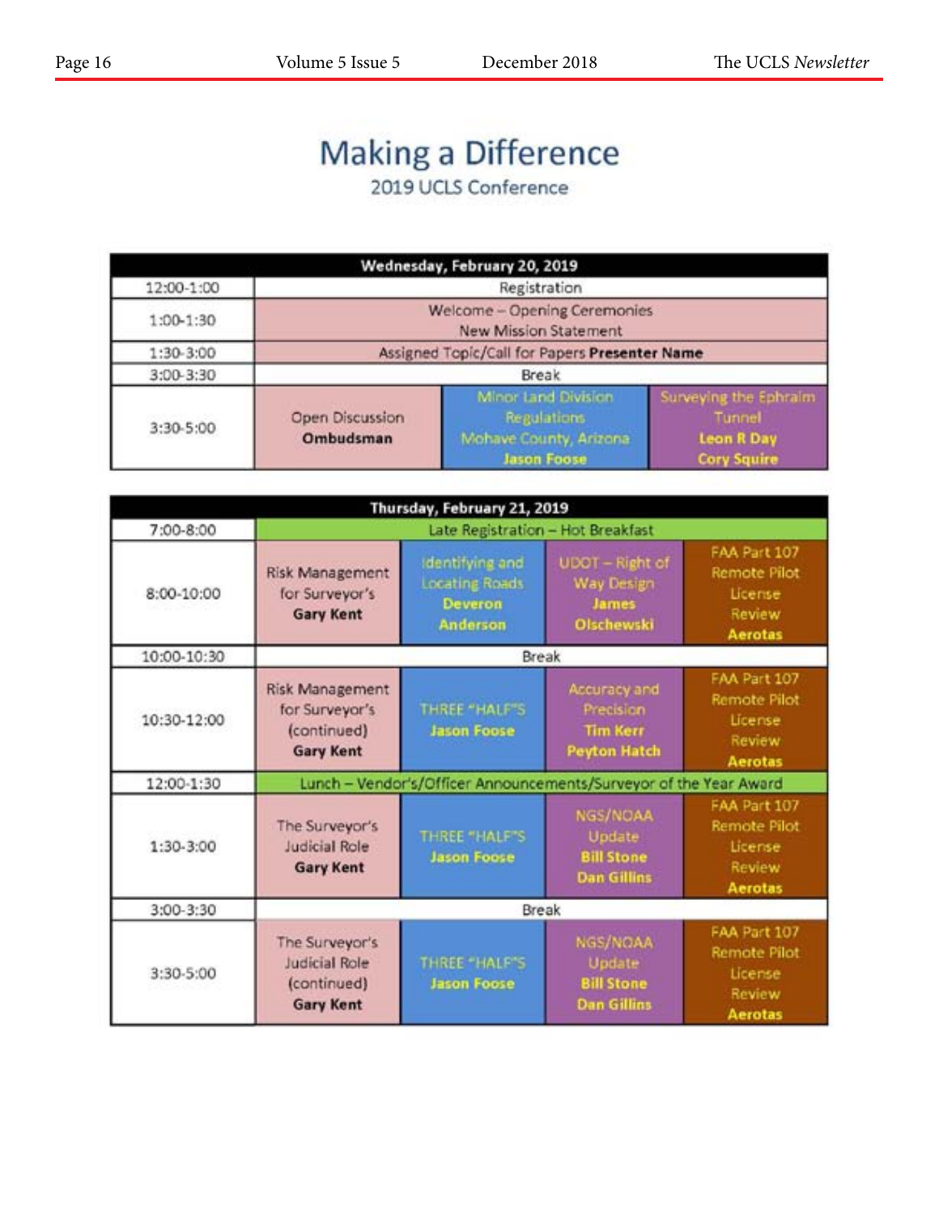# Making a Difference

2019 UCLS Conference

| Wednesday, February 20, 2019 | | | |
|---|---|---|---|
| 12:00-1:00 | Registration | | |
| 1:00-1:30 | Welcome – Opening Ceremonies New Mission Statement | | |
| 1:30-3:00 | Assigned Topic/Call for Papers **Presenter Name** | | |
| 3:00-3:30 | Break | | |
| 3:30-5:00 | Open Discussion **Ombudsman** | Minor Land Division Regulations Mohave County, Arizona **Jason Foose** | Surveying the Ephraim Tunnel **Leon R Day** **Cory Squire** |

| Thursday, February 21, 2019 | | | | |
|---|---|---|---|---|
| 7:00-8:00 | Late Registration – Hot Breakfast | | | |
| 8:00-10:00 | Risk Management for Surveyor's **Gary Kent** | Identifying and Locating Roads **Deveron Anderson** | UDOT – Right of Way Design **James Olschewski** | FAA Part 107 Remote Pilot License Review **Aerotas** |
| 10:00-10:30 | Break | | | |
| 10:30-12:00 | Risk Management for Surveyor's (continued) **Gary Kent** | THREE "HALF"S **Jason Foose** | Accuracy and Precision **Tim Kerr** **Peyton Hatch** | FAA Part 107 Remote Pilot License Review **Aerotas** |
| 12:00-1:30 | Lunch – Vendor's/Officer Announcements/Surveyor of the Year Award | | | |
| 1:30-3:00 | The Surveyor's Judicial Role **Gary Kent** | THREE "HALF"S **Jason Foose** | NGS/NOAA Update **Bill Stone** **Dan Gillins** | FAA Part 107 Remote Pilot License Review **Aerotas** |
| 3:00-3:30 | Break | | | |
| 3:30-5:00 | The Surveyor's Judicial Role (continued) **Gary Kent** | THREE "HALF"S **Jason Foose** | NGS/NOAA Update **Bill Stone** **Dan Gillins** | FAA Part 107 Remote Pilot License Review **Aerotas** |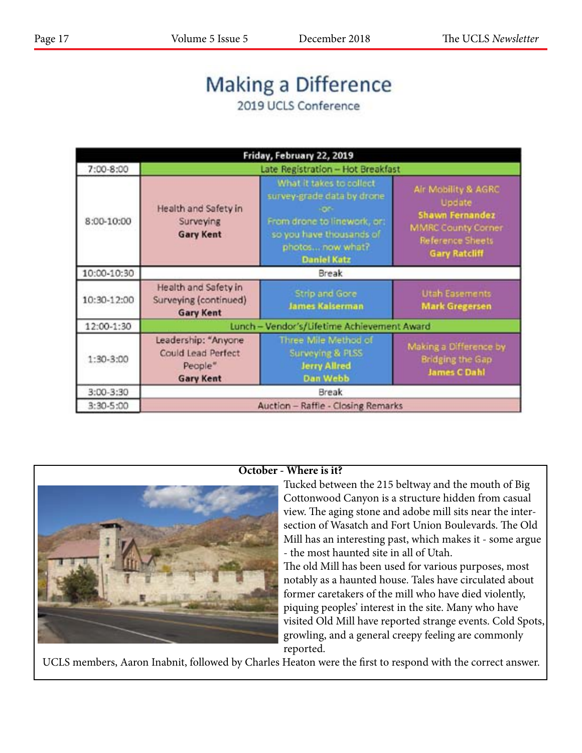# Making a Difference

2019 UCLS Conference

| Friday, February 22, 2019 | | | |
|---|---|---|---|
| 7:00-8:00 | Late Registration – Hot Breakfast | | |
| 8:00-10:00 | Health and Safety in Surveying **Gary Kent** | What it takes to collect survey-grade data by drone -or- From drone to linework, or: so you have thousands of photos... now what? **Daniel Katz** | Air Mobility & AGRC Update **Shawn Fernandez** MMRC County Corner Reference Sheets **Gary Ratcliff** |
| 10:00-10:30 | Break | | |
| 10:30-12:00 | Health and Safety in Surveying (continued) **Gary Kent** | Strip and Gore **James Kaiserman** | Utah Easements **Mark Gregersen** |
| 12:00-1:30 | Lunch – Vendor's/Lifetime Achievement Award | | |
| 1:30-3:00 | Leadership: "Anyone Could Lead Perfect People" **Gary Kent** | Three Mile Method of Surveying & PLSS **Jerry Allred** **Dan Webb** | Making a Difference by Bridging the Gap **James C Dahl** |
| 3:00-3:30 | Break | | |
| 3:30-5:00 | Auction – Raffle - Closing Remarks | | |

**October - Where is it?**

Tucked between the 215 beltway and the mouth of Big Cottonwood Canyon is a structure hidden from casual view. The aging stone and adobe mill sits near the intersection of Wasatch and Fort Union Boulevards. The Old Mill has an interesting past, which makes it - some argue - the most haunted site in all of Utah.

The old Mill has been used for various purposes, most notably as a haunted house. Tales have circulated about former caretakers of the mill who have died violently, piquing peoples' interest in the site. Many who have visited Old Mill have reported strange events. Cold Spots, growling, and a general creepy feeling are commonly reported.

UCLS members, Aaron Inabnit, followed by Charles Heaton were the first to respond with the correct answer.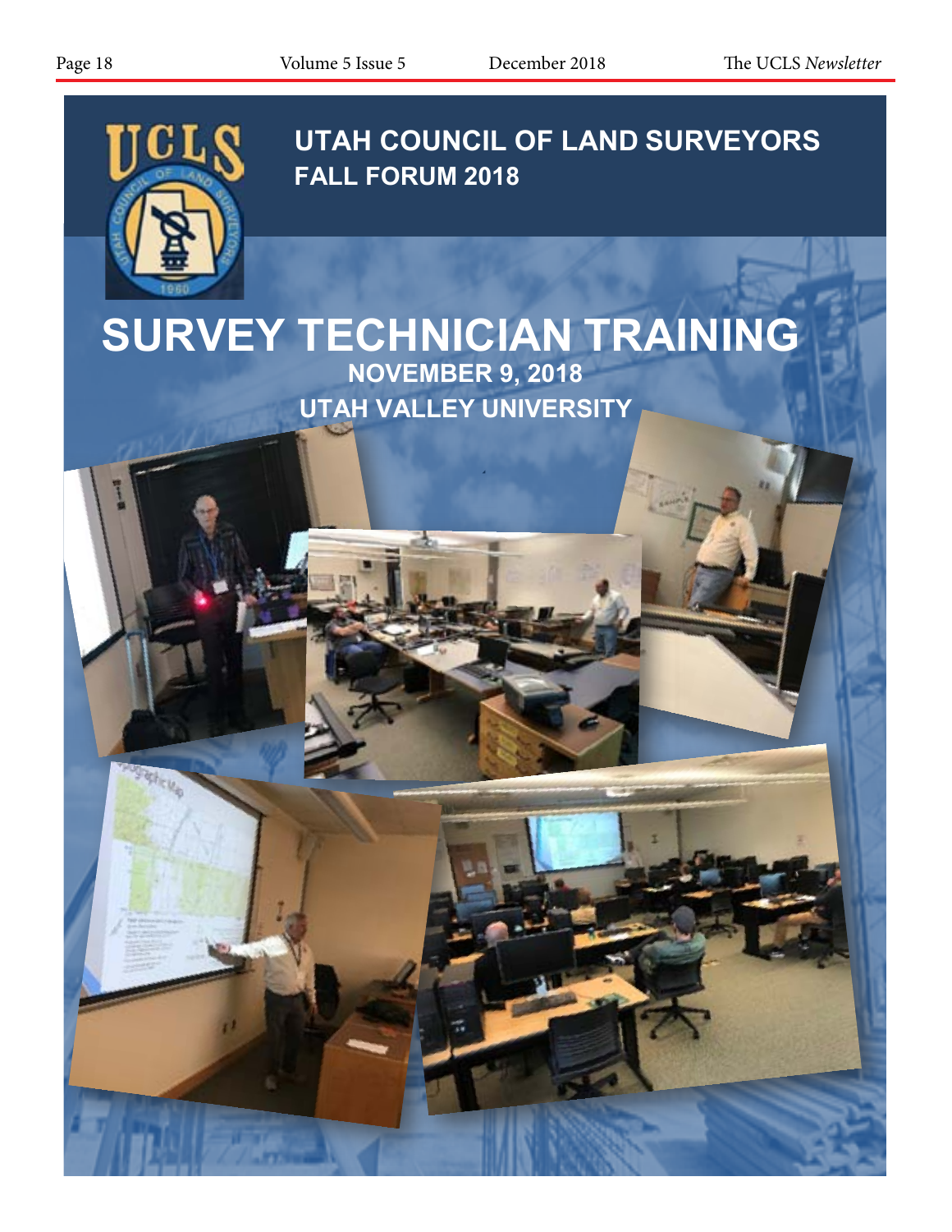# UTAH COUNCIL OF LAND SURVEYORS
## FALL FORUM 2018

# SURVEY TECHNICIAN TRAINING

**NOVEMBER 9, 2018**

**UTAH VALLEY UNIVERSITY**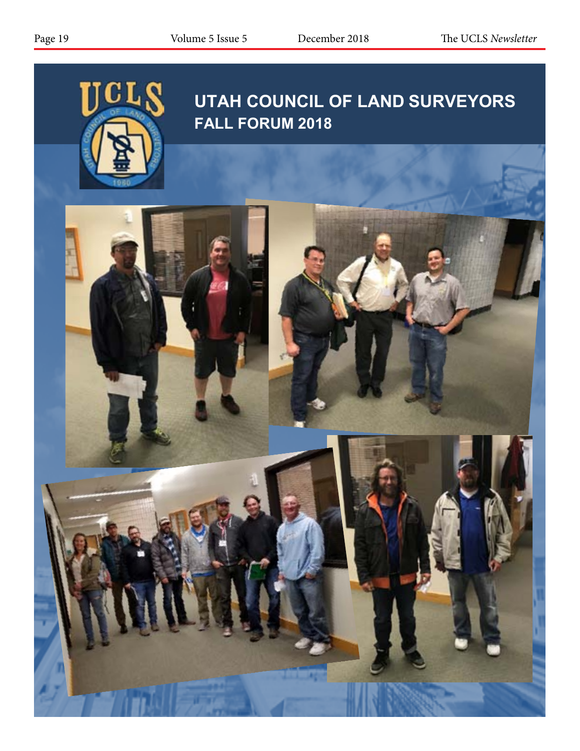# UTAH COUNCIL OF LAND SURVEYORS

## FALL FORUM 2018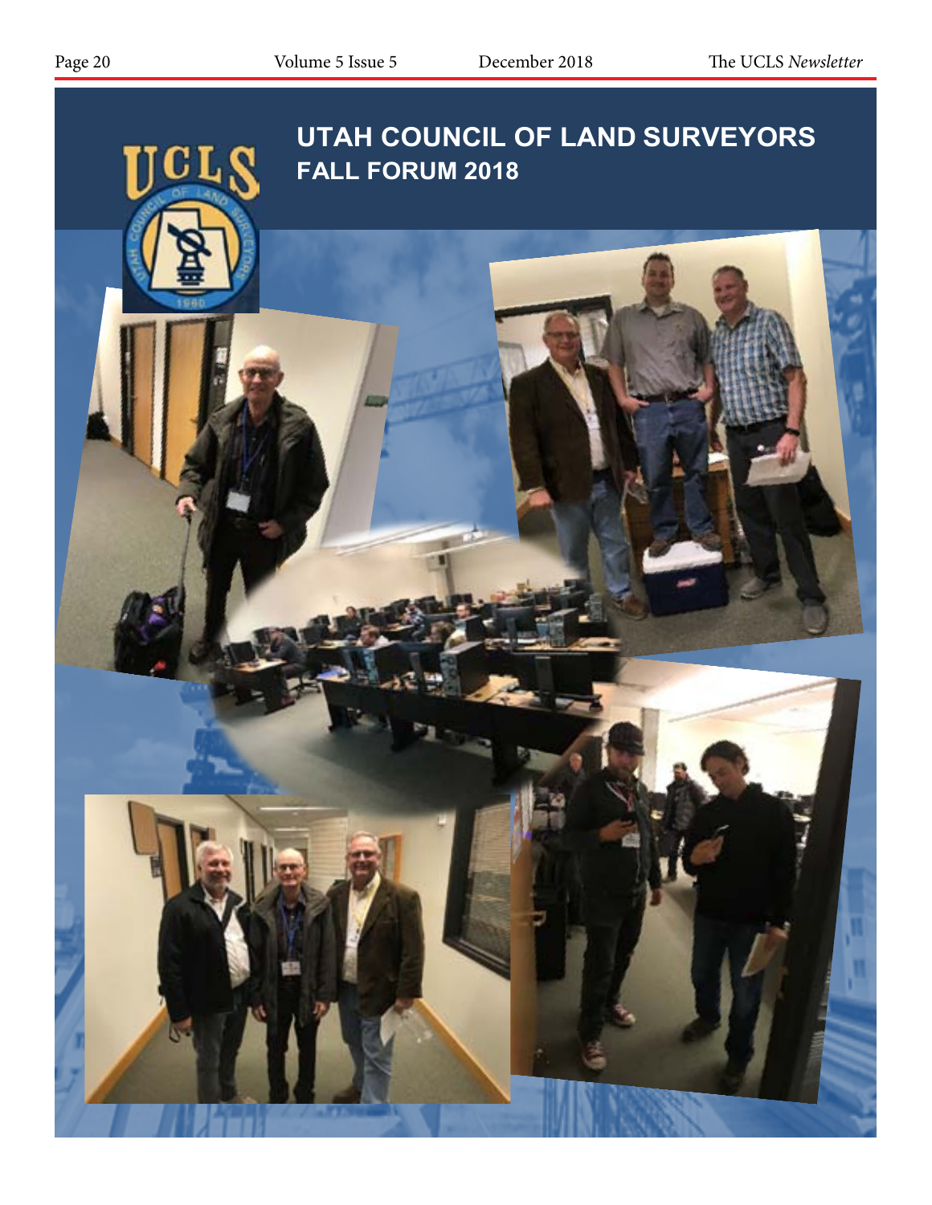# UTAH COUNCIL OF LAND SURVEYORS

## FALL FORUM 2018